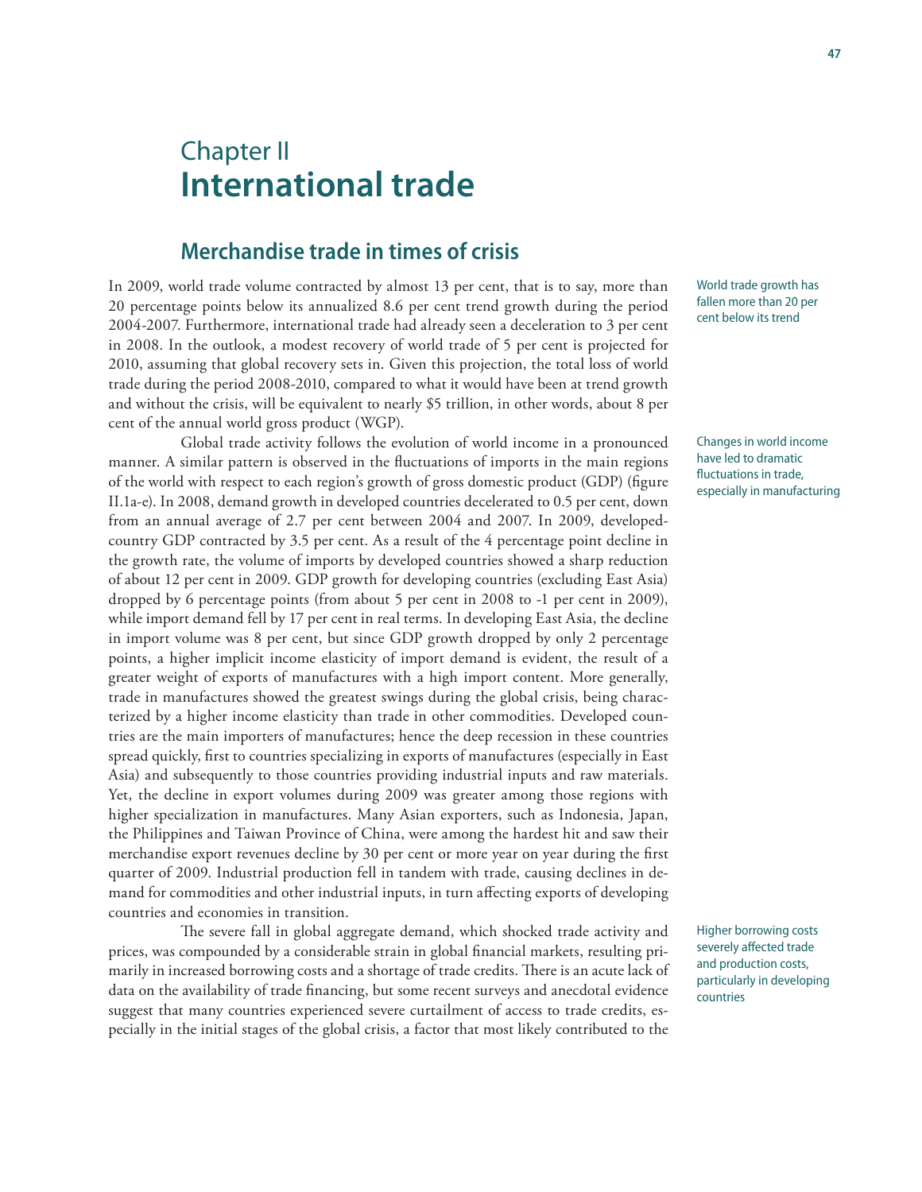# Chapter II
# International trade

## Merchandise trade in times of crisis

World trade growth has fallen more than 20 per cent below its trend

In 2009, world trade volume contracted by almost 13 per cent, that is to say, more than 20 percentage points below its annualized 8.6 per cent trend growth during the period 2004-2007. Furthermore, international trade had already seen a deceleration to 3 per cent in 2008. In the outlook, a modest recovery of world trade of 5 per cent is projected for 2010, assuming that global recovery sets in. Given this projection, the total loss of world trade during the period 2008-2010, compared to what it would have been at trend growth and without the crisis, will be equivalent to nearly $5 trillion, in other words, about 8 per cent of the annual world gross product (WGP).

Changes in world income have led to dramatic fluctuations in trade, especially in manufacturing

Global trade activity follows the evolution of world income in a pronounced manner. A similar pattern is observed in the fluctuations of imports in the main regions of the world with respect to each region's growth of gross domestic product (GDP) (figure II.1a-e). In 2008, demand growth in developed countries decelerated to 0.5 per cent, down from an annual average of 2.7 per cent between 2004 and 2007. In 2009, developed-country GDP contracted by 3.5 per cent. As a result of the 4 percentage point decline in the growth rate, the volume of imports by developed countries showed a sharp reduction of about 12 per cent in 2009. GDP growth for developing countries (excluding East Asia) dropped by 6 percentage points (from about 5 per cent in 2008 to -1 per cent in 2009), while import demand fell by 17 per cent in real terms. In developing East Asia, the decline in import volume was 8 per cent, but since GDP growth dropped by only 2 percentage points, a higher implicit income elasticity of import demand is evident, the result of a greater weight of exports of manufactures with a high import content. More generally, trade in manufactures showed the greatest swings during the global crisis, being characterized by a higher income elasticity than trade in other commodities. Developed countries are the main importers of manufactures; hence the deep recession in these countries spread quickly, first to countries specializing in exports of manufactures (especially in East Asia) and subsequently to those countries providing industrial inputs and raw materials. Yet, the decline in export volumes during 2009 was greater among those regions with higher specialization in manufactures. Many Asian exporters, such as Indonesia, Japan, the Philippines and Taiwan Province of China, were among the hardest hit and saw their merchandise export revenues decline by 30 per cent or more year on year during the first quarter of 2009. Industrial production fell in tandem with trade, causing declines in demand for commodities and other industrial inputs, in turn affecting exports of developing countries and economies in transition.

Higher borrowing costs severely affected trade and production costs, particularly in developing countries

The severe fall in global aggregate demand, which shocked trade activity and prices, was compounded by a considerable strain in global financial markets, resulting primarily in increased borrowing costs and a shortage of trade credits. There is an acute lack of data on the availability of trade financing, but some recent surveys and anecdotal evidence suggest that many countries experienced severe curtailment of access to trade credits, especially in the initial stages of the global crisis, a factor that most likely contributed to the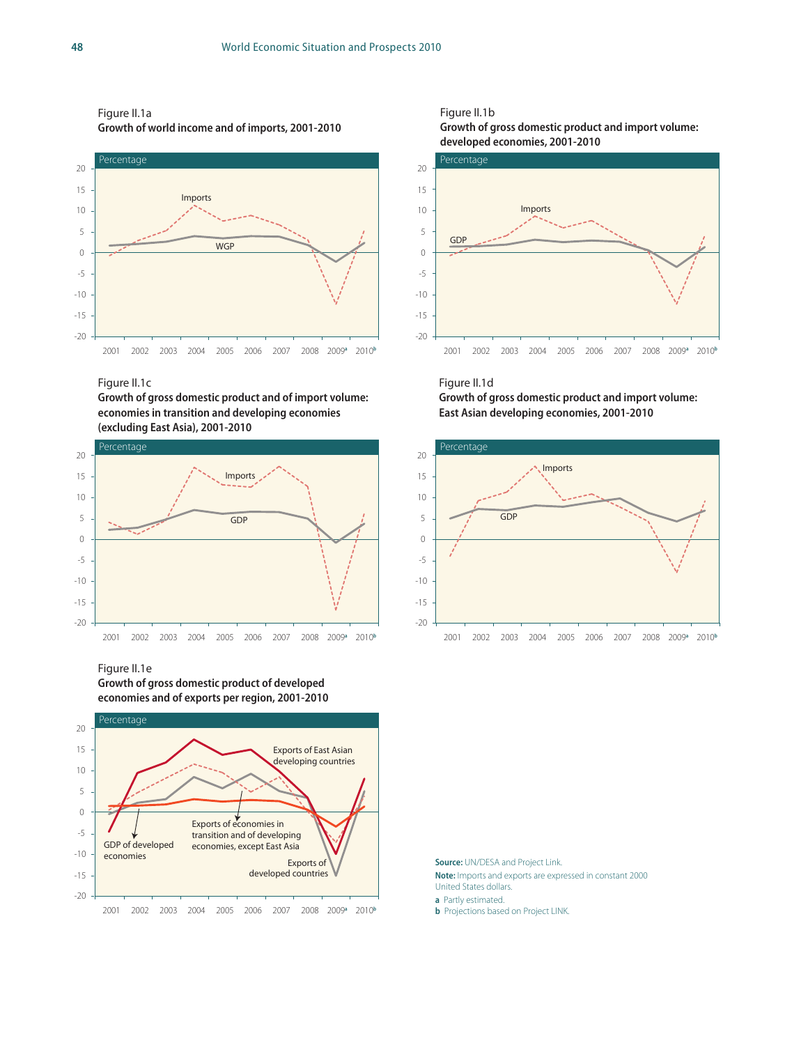Figure II.1a
**Growth of world income and of imports, 2001-2010**

Figure II.1b
**Growth of gross domestic product and import volume: developed economies, 2001-2010**

Figure II.1c
**Growth of gross domestic product and of import volume: economies in transition and developing economies (excluding East Asia), 2001-2010**

Figure II.1d
**Growth of gross domestic product and import volume: East Asian developing economies, 2001-2010**

Figure II.1e
**Growth of gross domestic product of developed economies and of exports per region, 2001-2010**

**Source:** UN/DESA and Project Link.
**Note:** Imports and exports are expressed in constant 2000 United States dollars.
**a** Partly estimated.
**b** Projections based on Project LINK.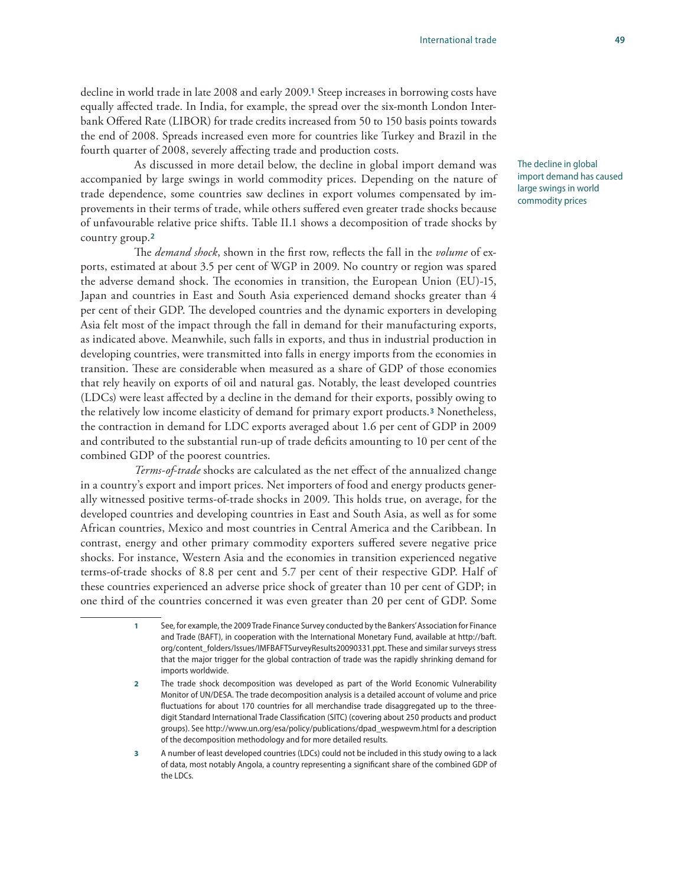decline in world trade in late 2008 and early 2009.[1] Steep increases in borrowing costs have equally affected trade. In India, for example, the spread over the six-month London Interbank Offered Rate (LIBOR) for trade credits increased from 50 to 150 basis points towards the end of 2008. Spreads increased even more for countries like Turkey and Brazil in the fourth quarter of 2008, severely affecting trade and production costs.

As discussed in more detail below, the decline in global import demand was accompanied by large swings in world commodity prices. Depending on the nature of trade dependence, some countries saw declines in export volumes compensated by improvements in their terms of trade, while others suffered even greater trade shocks because of unfavourable relative price shifts. Table II.1 shows a decomposition of trade shocks by country group.[2]

The decline in global import demand has caused large swings in world commodity prices

The *demand shock*, shown in the first row, reflects the fall in the *volume* of exports, estimated at about 3.5 per cent of WGP in 2009. No country or region was spared the adverse demand shock. The economies in transition, the European Union (EU)-15, Japan and countries in East and South Asia experienced demand shocks greater than 4 per cent of their GDP. The developed countries and the dynamic exporters in developing Asia felt most of the impact through the fall in demand for their manufacturing exports, as indicated above. Meanwhile, such falls in exports, and thus in industrial production in developing countries, were transmitted into falls in energy imports from the economies in transition. These are considerable when measured as a share of GDP of those economies that rely heavily on exports of oil and natural gas. Notably, the least developed countries (LDCs) were least affected by a decline in the demand for their exports, possibly owing to the relatively low income elasticity of demand for primary export products.[3] Nonetheless, the contraction in demand for LDC exports averaged about 1.6 per cent of GDP in 2009 and contributed to the substantial run-up of trade deficits amounting to 10 per cent of the combined GDP of the poorest countries.

*Terms-of-trade* shocks are calculated as the net effect of the annualized change in a country's export and import prices. Net importers of food and energy products generally witnessed positive terms-of-trade shocks in 2009. This holds true, on average, for the developed countries and developing countries in East and South Asia, as well as for some African countries, Mexico and most countries in Central America and the Caribbean. In contrast, energy and other primary commodity exporters suffered severe negative price shocks. For instance, Western Asia and the economies in transition experienced negative terms-of-trade shocks of 8.8 per cent and 5.7 per cent of their respective GDP. Half of these countries experienced an adverse price shock of greater than 10 per cent of GDP; in one third of the countries concerned it was even greater than 20 per cent of GDP. Some

---

[1] See, for example, the 2009 Trade Finance Survey conducted by the Bankers' Association for Finance and Trade (BAFT), in cooperation with the International Monetary Fund, available at http://baft.org/content_folders/Issues/IMFBAFTSurveyResults20090331.ppt. These and similar surveys stress that the major trigger for the global contraction of trade was the rapidly shrinking demand for imports worldwide.

[2] The trade shock decomposition was developed as part of the World Economic Vulnerability Monitor of UN/DESA. The trade decomposition analysis is a detailed account of volume and price fluctuations for about 170 countries for all merchandise trade disaggregated up to the three-digit Standard International Trade Classification (SITC) (covering about 250 products and product groups). See http://www.un.org/esa/policy/publications/dpad_wespwevm.html for a description of the decomposition methodology and for more detailed results.

[3] A number of least developed countries (LDCs) could not be included in this study owing to a lack of data, most notably Angola, a country representing a significant share of the combined GDP of the LDCs.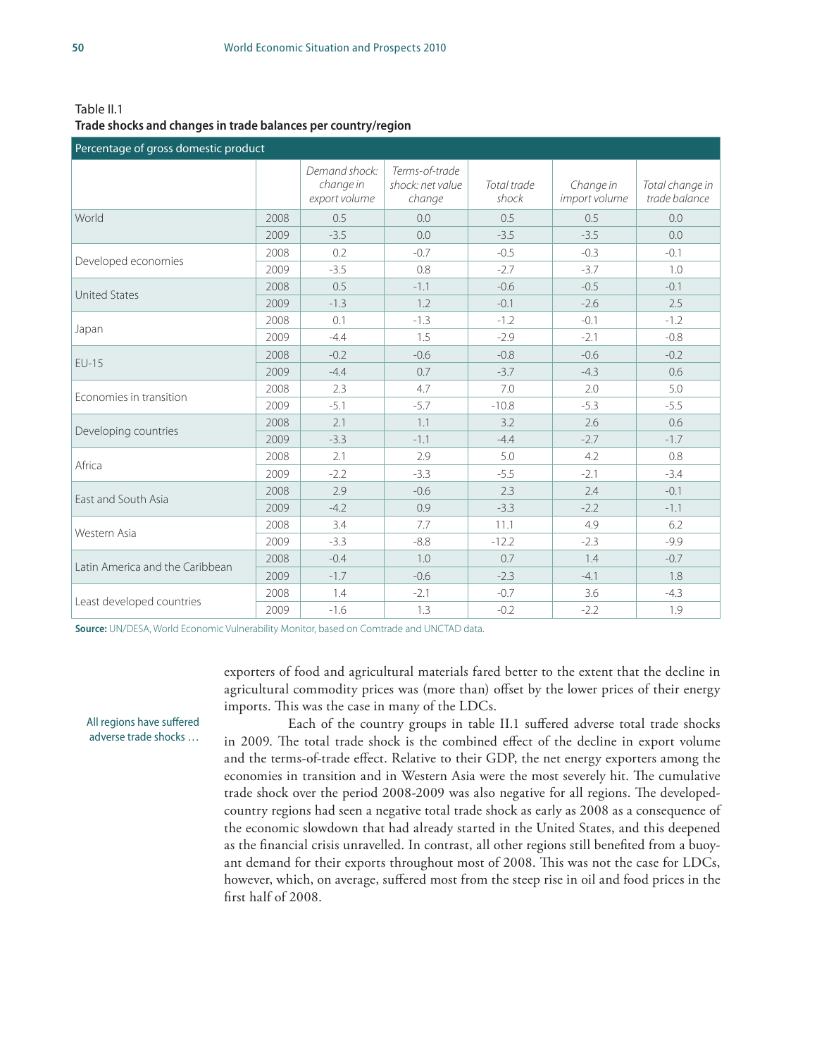Table II.1

**Trade shocks and changes in trade balances per country/region**

| Percentage of gross domestic product | | | | | | |
|---|---|---|---|---|---|---|
| | | *Demand shock: change in export volume* | *Terms-of-trade shock: net value change* | *Total trade shock* | *Change in import volume* | *Total change in trade balance* |
| World | 2008 | 0.5 | 0.0 | 0.5 | 0.5 | 0.0 |
| | 2009 | -3.5 | 0.0 | -3.5 | -3.5 | 0.0 |
| Developed economies | 2008 | 0.2 | -0.7 | -0.5 | -0.3 | -0.1 |
| | 2009 | -3.5 | 0.8 | -2.7 | -3.7 | 1.0 |
| United States | 2008 | 0.5 | -1.1 | -0.6 | -0.5 | -0.1 |
| | 2009 | -1.3 | 1.2 | -0.1 | -2.6 | 2.5 |
| Japan | 2008 | 0.1 | -1.3 | -1.2 | -0.1 | -1.2 |
| | 2009 | -4.4 | 1.5 | -2.9 | -2.1 | -0.8 |
| EU-15 | 2008 | -0.2 | -0.6 | -0.8 | -0.6 | -0.2 |
| | 2009 | -4.4 | 0.7 | -3.7 | -4.3 | 0.6 |
| Economies in transition | 2008 | 2.3 | 4.7 | 7.0 | 2.0 | 5.0 |
| | 2009 | -5.1 | -5.7 | -10.8 | -5.3 | -5.5 |
| Developing countries | 2008 | 2.1 | 1.1 | 3.2 | 2.6 | 0.6 |
| | 2009 | -3.3 | -1.1 | -4.4 | -2.7 | -1.7 |
| Africa | 2008 | 2.1 | 2.9 | 5.0 | 4.2 | 0.8 |
| | 2009 | -2.2 | -3.3 | -5.5 | -2.1 | -3.4 |
| East and South Asia | 2008 | 2.9 | -0.6 | 2.3 | 2.4 | -0.1 |
| | 2009 | -4.2 | 0.9 | -3.3 | -2.2 | -1.1 |
| Western Asia | 2008 | 3.4 | 7.7 | 11.1 | 4.9 | 6.2 |
| | 2009 | -3.3 | -8.8 | -12.2 | -2.3 | -9.9 |
| Latin America and the Caribbean | 2008 | -0.4 | 1.0 | 0.7 | 1.4 | -0.7 |
| | 2009 | -1.7 | -0.6 | -2.3 | -4.1 | 1.8 |
| Least developed countries | 2008 | 1.4 | -2.1 | -0.7 | 3.6 | -4.3 |
| | 2009 | -1.6 | 1.3 | -0.2 | -2.2 | 1.9 |

**Source:** UN/DESA, World Economic Vulnerability Monitor, based on Comtrade and UNCTAD data.

exporters of food and agricultural materials fared better to the extent that the decline in agricultural commodity prices was (more than) offset by the lower prices of their energy imports. This was the case in many of the LDCs.

All regions have suffered adverse trade shocks …

Each of the country groups in table II.1 suffered adverse total trade shocks in 2009. The total trade shock is the combined effect of the decline in export volume and the terms-of-trade effect. Relative to their GDP, the net energy exporters among the economies in transition and in Western Asia were the most severely hit. The cumulative trade shock over the period 2008-2009 was also negative for all regions. The developed-country regions had seen a negative total trade shock as early as 2008 as a consequence of the economic slowdown that had already started in the United States, and this deepened as the financial crisis unravelled. In contrast, all other regions still benefited from a buoyant demand for their exports throughout most of 2008. This was not the case for LDCs, however, which, on average, suffered most from the steep rise in oil and food prices in the first half of 2008.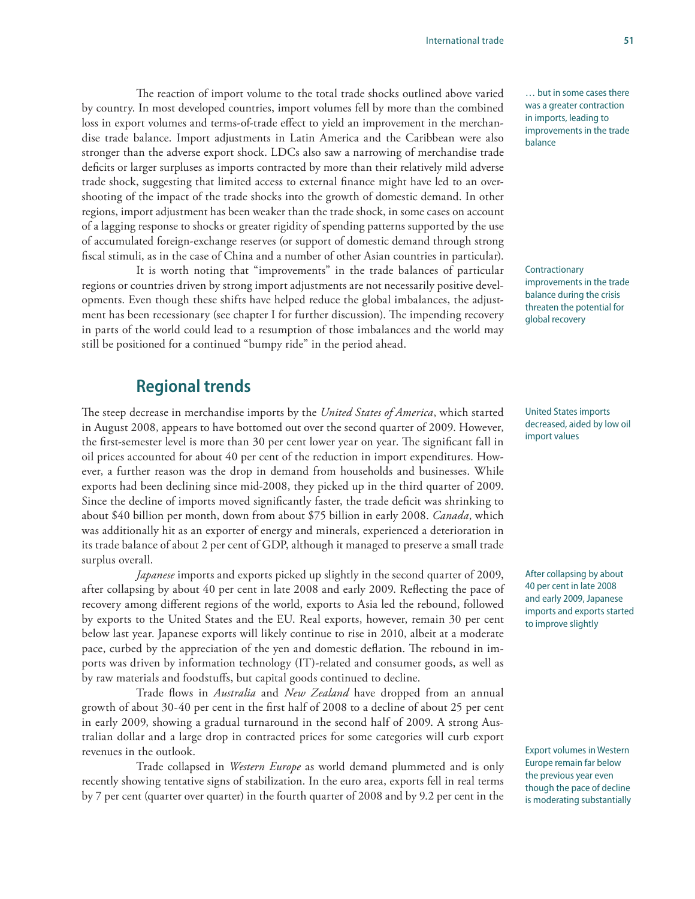The reaction of import volume to the total trade shocks outlined above varied by country. In most developed countries, import volumes fell by more than the combined loss in export volumes and terms-of-trade effect to yield an improvement in the merchandise trade balance. Import adjustments in Latin America and the Caribbean were also stronger than the adverse export shock. LDCs also saw a narrowing of merchandise trade deficits or larger surpluses as imports contracted by more than their relatively mild adverse trade shock, suggesting that limited access to external finance might have led to an overshooting of the impact of the trade shocks into the growth of domestic demand. In other regions, import adjustment has been weaker than the trade shock, in some cases on account of a lagging response to shocks or greater rigidity of spending patterns supported by the use of accumulated foreign-exchange reserves (or support of domestic demand through strong fiscal stimuli, as in the case of China and a number of other Asian countries in particular).

… but in some cases there was a greater contraction in imports, leading to improvements in the trade balance

It is worth noting that "improvements" in the trade balances of particular regions or countries driven by strong import adjustments are not necessarily positive developments. Even though these shifts have helped reduce the global imbalances, the adjustment has been recessionary (see chapter I for further discussion). The impending recovery in parts of the world could lead to a resumption of those imbalances and the world may still be positioned for a continued "bumpy ride" in the period ahead.

Contractionary improvements in the trade balance during the crisis threaten the potential for global recovery

## Regional trends

The steep decrease in merchandise imports by the *United States of America*, which started in August 2008, appears to have bottomed out over the second quarter of 2009. However, the first-semester level is more than 30 per cent lower year on year. The significant fall in oil prices accounted for about 40 per cent of the reduction in import expenditures. However, a further reason was the drop in demand from households and businesses. While exports had been declining since mid-2008, they picked up in the third quarter of 2009. Since the decline of imports moved significantly faster, the trade deficit was shrinking to about $40 billion per month, down from about $75 billion in early 2008. *Canada*, which was additionally hit as an exporter of energy and minerals, experienced a deterioration in its trade balance of about 2 per cent of GDP, although it managed to preserve a small trade surplus overall.

United States imports decreased, aided by low oil import values

*Japanese* imports and exports picked up slightly in the second quarter of 2009, after collapsing by about 40 per cent in late 2008 and early 2009. Reflecting the pace of recovery among different regions of the world, exports to Asia led the rebound, followed by exports to the United States and the EU. Real exports, however, remain 30 per cent below last year. Japanese exports will likely continue to rise in 2010, albeit at a moderate pace, curbed by the appreciation of the yen and domestic deflation. The rebound in imports was driven by information technology (IT)-related and consumer goods, as well as by raw materials and foodstuffs, but capital goods continued to decline.

After collapsing by about 40 per cent in late 2008 and early 2009, Japanese imports and exports started to improve slightly

Trade flows in *Australia* and *New Zealand* have dropped from an annual growth of about 30-40 per cent in the first half of 2008 to a decline of about 25 per cent in early 2009, showing a gradual turnaround in the second half of 2009. A strong Australian dollar and a large drop in contracted prices for some categories will curb export revenues in the outlook.

Trade collapsed in *Western Europe* as world demand plummeted and is only recently showing tentative signs of stabilization. In the euro area, exports fell in real terms by 7 per cent (quarter over quarter) in the fourth quarter of 2008 and by 9.2 per cent in the

Export volumes in Western Europe remain far below the previous year even though the pace of decline is moderating substantially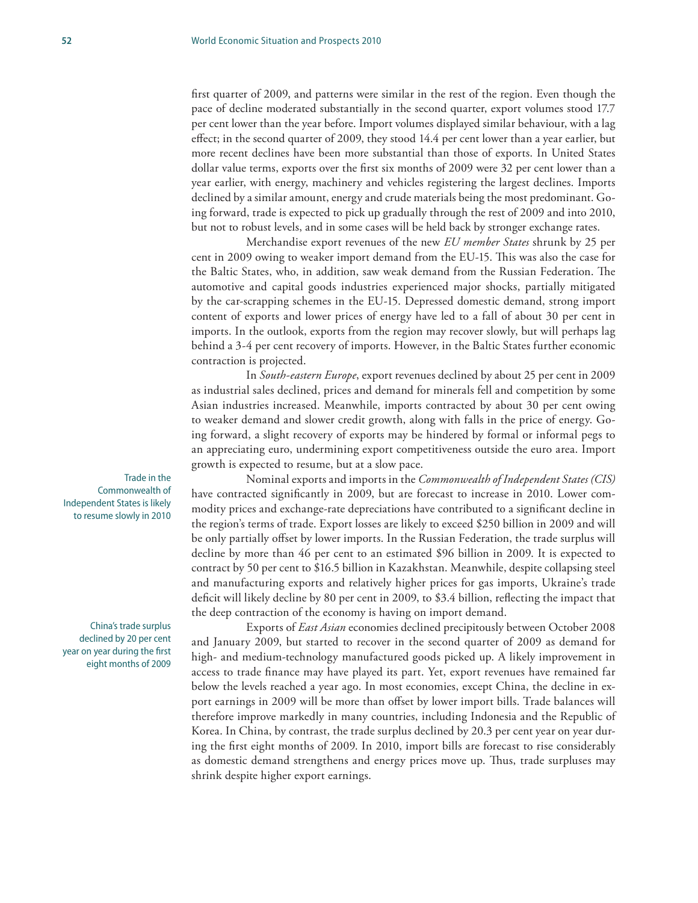first quarter of 2009, and patterns were similar in the rest of the region. Even though the pace of decline moderated substantially in the second quarter, export volumes stood 17.7 per cent lower than the year before. Import volumes displayed similar behaviour, with a lag effect; in the second quarter of 2009, they stood 14.4 per cent lower than a year earlier, but more recent declines have been more substantial than those of exports. In United States dollar value terms, exports over the first six months of 2009 were 32 per cent lower than a year earlier, with energy, machinery and vehicles registering the largest declines. Imports declined by a similar amount, energy and crude materials being the most predominant. Going forward, trade is expected to pick up gradually through the rest of 2009 and into 2010, but not to robust levels, and in some cases will be held back by stronger exchange rates.

Merchandise export revenues of the new *EU member States* shrunk by 25 per cent in 2009 owing to weaker import demand from the EU-15. This was also the case for the Baltic States, who, in addition, saw weak demand from the Russian Federation. The automotive and capital goods industries experienced major shocks, partially mitigated by the car-scrapping schemes in the EU-15. Depressed domestic demand, strong import content of exports and lower prices of energy have led to a fall of about 30 per cent in imports. In the outlook, exports from the region may recover slowly, but will perhaps lag behind a 3-4 per cent recovery of imports. However, in the Baltic States further economic contraction is projected.

In *South-eastern Europe*, export revenues declined by about 25 per cent in 2009 as industrial sales declined, prices and demand for minerals fell and competition by some Asian industries increased. Meanwhile, imports contracted by about 30 per cent owing to weaker demand and slower credit growth, along with falls in the price of energy. Going forward, a slight recovery of exports may be hindered by formal or informal pegs to an appreciating euro, undermining export competitiveness outside the euro area. Import growth is expected to resume, but at a slow pace.

Trade in the Commonwealth of Independent States is likely to resume slowly in 2010

Nominal exports and imports in the *Commonwealth of Independent States (CIS)* have contracted significantly in 2009, but are forecast to increase in 2010. Lower commodity prices and exchange-rate depreciations have contributed to a significant decline in the region's terms of trade. Export losses are likely to exceed $250 billion in 2009 and will be only partially offset by lower imports. In the Russian Federation, the trade surplus will decline by more than 46 per cent to an estimated $96 billion in 2009. It is expected to contract by 50 per cent to $16.5 billion in Kazakhstan. Meanwhile, despite collapsing steel and manufacturing exports and relatively higher prices for gas imports, Ukraine's trade deficit will likely decline by 80 per cent in 2009, to $3.4 billion, reflecting the impact that the deep contraction of the economy is having on import demand.

China's trade surplus declined by 20 per cent year on year during the first eight months of 2009

Exports of *East Asian* economies declined precipitously between October 2008 and January 2009, but started to recover in the second quarter of 2009 as demand for high- and medium-technology manufactured goods picked up. A likely improvement in access to trade finance may have played its part. Yet, export revenues have remained far below the levels reached a year ago. In most economies, except China, the decline in export earnings in 2009 will be more than offset by lower import bills. Trade balances will therefore improve markedly in many countries, including Indonesia and the Republic of Korea. In China, by contrast, the trade surplus declined by 20.3 per cent year on year during the first eight months of 2009. In 2010, import bills are forecast to rise considerably as domestic demand strengthens and energy prices move up. Thus, trade surpluses may shrink despite higher export earnings.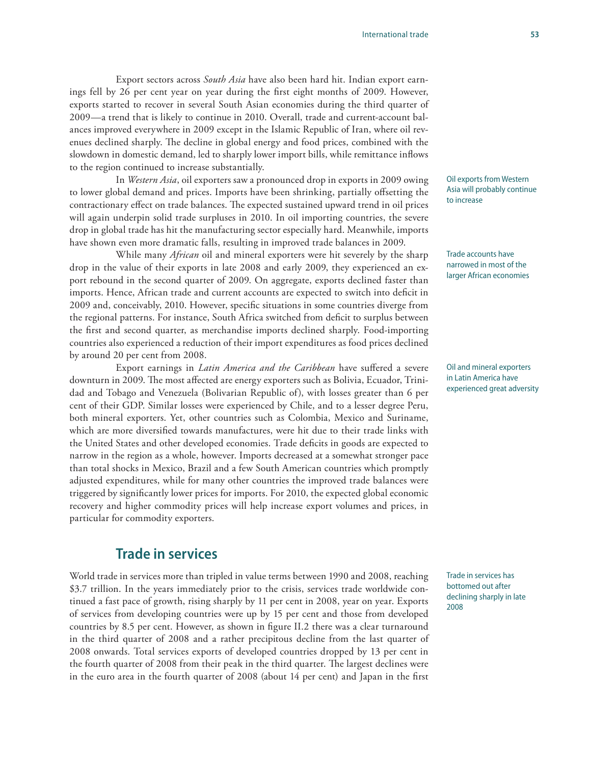Export sectors across *South Asia* have also been hard hit. Indian export earnings fell by 26 per cent year on year during the first eight months of 2009. However, exports started to recover in several South Asian economies during the third quarter of 2009—a trend that is likely to continue in 2010. Overall, trade and current-account balances improved everywhere in 2009 except in the Islamic Republic of Iran, where oil revenues declined sharply. The decline in global energy and food prices, combined with the slowdown in domestic demand, led to sharply lower import bills, while remittance inflows to the region continued to increase substantially.

Oil exports from Western Asia will probably continue to increase

In *Western Asia*, oil exporters saw a pronounced drop in exports in 2009 owing to lower global demand and prices. Imports have been shrinking, partially offsetting the contractionary effect on trade balances. The expected sustained upward trend in oil prices will again underpin solid trade surpluses in 2010. In oil importing countries, the severe drop in global trade has hit the manufacturing sector especially hard. Meanwhile, imports have shown even more dramatic falls, resulting in improved trade balances in 2009.

Trade accounts have narrowed in most of the larger African economies

While many *African* oil and mineral exporters were hit severely by the sharp drop in the value of their exports in late 2008 and early 2009, they experienced an export rebound in the second quarter of 2009. On aggregate, exports declined faster than imports. Hence, African trade and current accounts are expected to switch into deficit in 2009 and, conceivably, 2010. However, specific situations in some countries diverge from the regional patterns. For instance, South Africa switched from deficit to surplus between the first and second quarter, as merchandise imports declined sharply. Food-importing countries also experienced a reduction of their import expenditures as food prices declined by around 20 per cent from 2008.

Oil and mineral exporters in Latin America have experienced great adversity

Export earnings in *Latin America and the Caribbean* have suffered a severe downturn in 2009. The most affected are energy exporters such as Bolivia, Ecuador, Trinidad and Tobago and Venezuela (Bolivarian Republic of), with losses greater than 6 per cent of their GDP. Similar losses were experienced by Chile, and to a lesser degree Peru, both mineral exporters. Yet, other countries such as Colombia, Mexico and Suriname, which are more diversified towards manufactures, were hit due to their trade links with the United States and other developed economies. Trade deficits in goods are expected to narrow in the region as a whole, however. Imports decreased at a somewhat stronger pace than total shocks in Mexico, Brazil and a few South American countries which promptly adjusted expenditures, while for many other countries the improved trade balances were triggered by significantly lower prices for imports. For 2010, the expected global economic recovery and higher commodity prices will help increase export volumes and prices, in particular for commodity exporters.

## Trade in services

Trade in services has bottomed out after declining sharply in late 2008

World trade in services more than tripled in value terms between 1990 and 2008, reaching $3.7 trillion. In the years immediately prior to the crisis, services trade worldwide continued a fast pace of growth, rising sharply by 11 per cent in 2008, year on year. Exports of services from developing countries were up by 15 per cent and those from developed countries by 8.5 per cent. However, as shown in figure II.2 there was a clear turnaround in the third quarter of 2008 and a rather precipitous decline from the last quarter of 2008 onwards. Total services exports of developed countries dropped by 13 per cent in the fourth quarter of 2008 from their peak in the third quarter. The largest declines were in the euro area in the fourth quarter of 2008 (about 14 per cent) and Japan in the first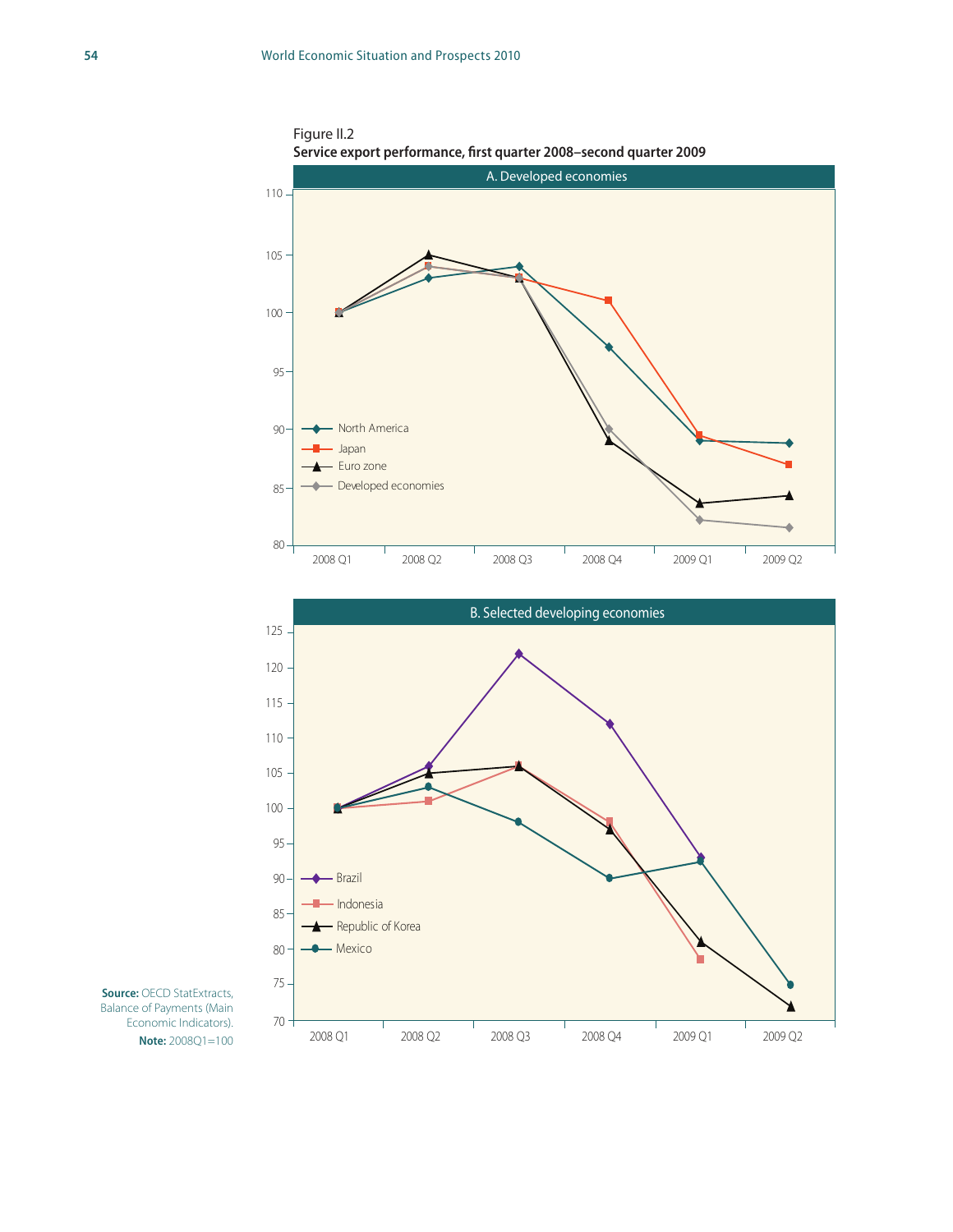Figure II.2

**Service export performance, first quarter 2008–second quarter 2009**

A. Developed economies

North America, Japan, Euro zone, Developed economies

2008 Q1, 2008 Q2, 2008 Q3, 2008 Q4, 2009 Q1, 2009 Q2

B. Selected developing economies

Brazil, Indonesia, Republic of Korea, Mexico

2008 Q1, 2008 Q2, 2008 Q3, 2008 Q4, 2009 Q1, 2009 Q2

**Source:** OECD StatExtracts, Balance of Payments (Main Economic Indicators).

**Note:** 2008Q1=100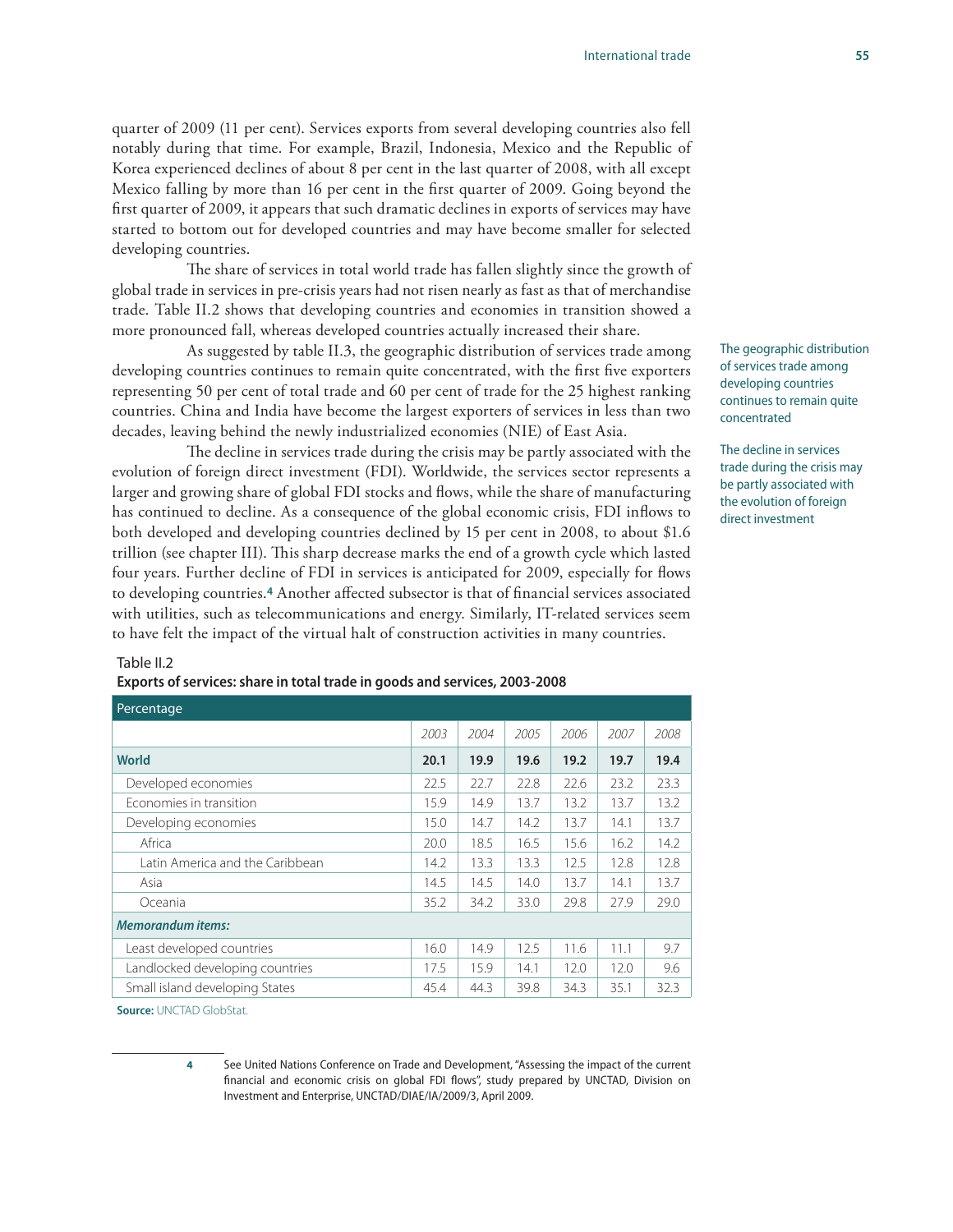quarter of 2009 (11 per cent). Services exports from several developing countries also fell notably during that time. For example, Brazil, Indonesia, Mexico and the Republic of Korea experienced declines of about 8 per cent in the last quarter of 2008, with all except Mexico falling by more than 16 per cent in the first quarter of 2009. Going beyond the first quarter of 2009, it appears that such dramatic declines in exports of services may have started to bottom out for developed countries and may have become smaller for selected developing countries.

The share of services in total world trade has fallen slightly since the growth of global trade in services in pre-crisis years had not risen nearly as fast as that of merchandise trade. Table II.2 shows that developing countries and economies in transition showed a more pronounced fall, whereas developed countries actually increased their share.

The geographic distribution of services trade among developing countries continues to remain quite concentrated

As suggested by table II.3, the geographic distribution of services trade among developing countries continues to remain quite concentrated, with the first five exporters representing 50 per cent of total trade and 60 per cent of trade for the 25 highest ranking countries. China and India have become the largest exporters of services in less than two decades, leaving behind the newly industrialized economies (NIE) of East Asia.

The decline in services trade during the crisis may be partly associated with the evolution of foreign direct investment

The decline in services trade during the crisis may be partly associated with the evolution of foreign direct investment (FDI). Worldwide, the services sector represents a larger and growing share of global FDI stocks and flows, while the share of manufacturing has continued to decline. As a consequence of the global economic crisis, FDI inflows to both developed and developing countries declined by 15 per cent in 2008, to about $1.6 trillion (see chapter III). This sharp decrease marks the end of a growth cycle which lasted four years. Further decline of FDI in services is anticipated for 2009, especially for flows to developing countries.[4] Another affected subsector is that of financial services associated with utilities, such as telecommunications and energy. Similarly, IT-related services seem to have felt the impact of the virtual halt of construction activities in many countries.

Table II.2

**Exports of services: share in total trade in goods and services, 2003-2008**

| Percentage | | | | | | |
|---|---|---|---|---|---|---|
| | *2003* | *2004* | *2005* | *2006* | *2007* | *2008* |
| **World** | **20.1** | **19.9** | **19.6** | **19.2** | **19.7** | **19.4** |
| Developed economies | 22.5 | 22.7 | 22.8 | 22.6 | 23.2 | 23.3 |
| Economies in transition | 15.9 | 14.9 | 13.7 | 13.2 | 13.7 | 13.2 |
| Developing economies | 15.0 | 14.7 | 14.2 | 13.7 | 14.1 | 13.7 |
| Africa | 20.0 | 18.5 | 16.5 | 15.6 | 16.2 | 14.2 |
| Latin America and the Caribbean | 14.2 | 13.3 | 13.3 | 12.5 | 12.8 | 12.8 |
| Asia | 14.5 | 14.5 | 14.0 | 13.7 | 14.1 | 13.7 |
| Oceania | 35.2 | 34.2 | 33.0 | 29.8 | 27.9 | 29.0 |
| ***Memorandum items:*** | | | | | | |
| Least developed countries | 16.0 | 14.9 | 12.5 | 11.6 | 11.1 | 9.7 |
| Landlocked developing countries | 17.5 | 15.9 | 14.1 | 12.0 | 12.0 | 9.6 |
| Small island developing States | 45.4 | 44.3 | 39.8 | 34.3 | 35.1 | 32.3 |

**Source:** UNCTAD GlobStat.

4 See United Nations Conference on Trade and Development, "Assessing the impact of the current financial and economic crisis on global FDI flows", study prepared by UNCTAD, Division on Investment and Enterprise, UNCTAD/DIAE/IA/2009/3, April 2009.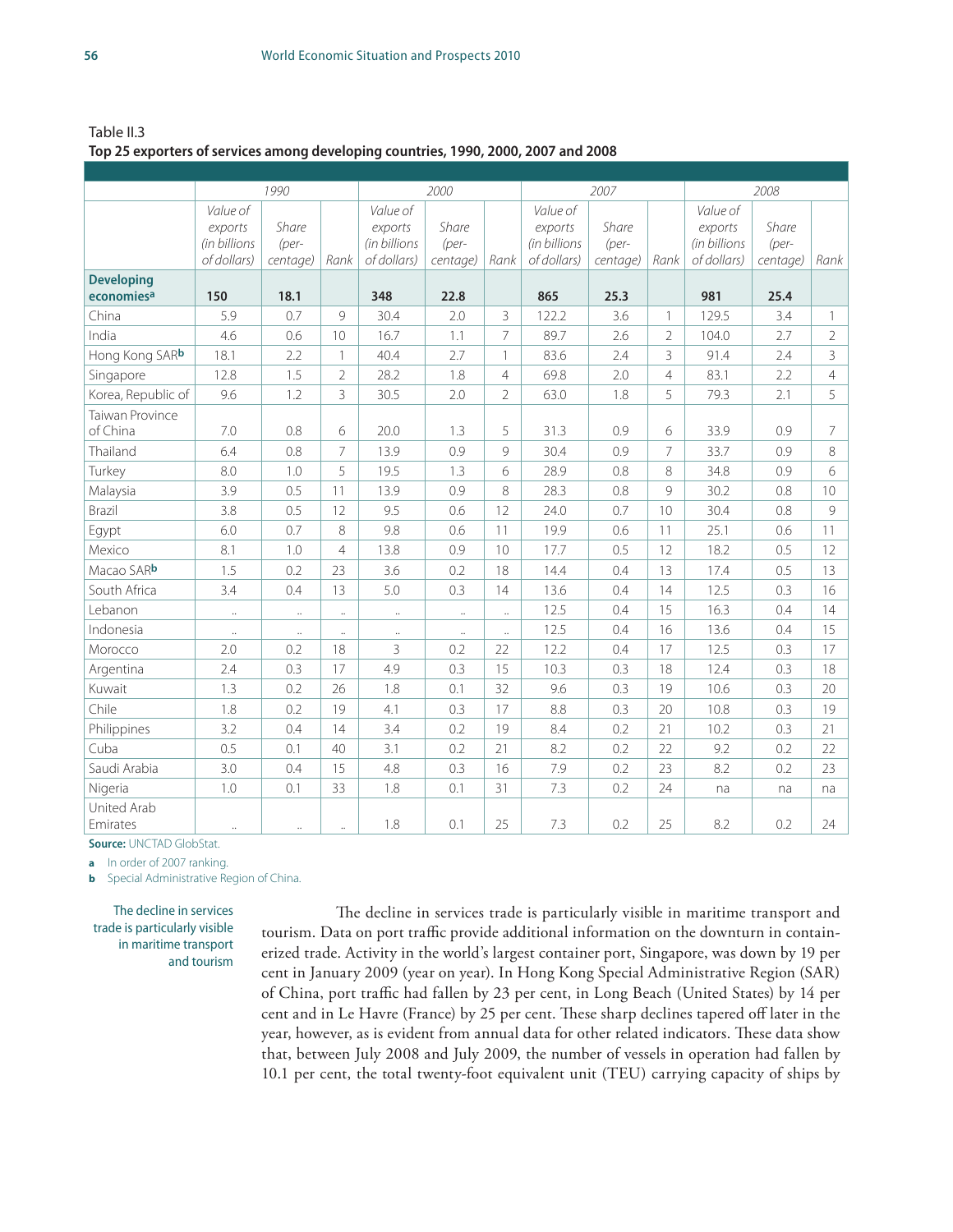Table II.3
**Top 25 exporters of services among developing countries, 1990, 2000, 2007 and 2008**

| | 1990 | | | 2000 | | | 2007 | | | 2008 | | |
|---|---|---|---|---|---|---|---|---|---|---|---|---|
| | *Value of exports (in billions of dollars)* | *Share (percentage)* | *Rank* | *Value of exports (in billions of dollars)* | *Share (percentage)* | *Rank* | *Value of exports (in billions of dollars)* | *Share (percentage)* | *Rank* | *Value of exports (in billions of dollars)* | *Share (percentage)* | *Rank* |
| **Developing economies[a]** | **150** | **18.1** | | **348** | **22.8** | | **865** | **25.3** | | **981** | **25.4** | |
| China | 5.9 | 0.7 | 9 | 30.4 | 2.0 | 3 | 122.2 | 3.6 | 1 | 129.5 | 3.4 | 1 |
| India | 4.6 | 0.6 | 10 | 16.7 | 1.1 | 7 | 89.7 | 2.6 | 2 | 104.0 | 2.7 | 2 |
| Hong Kong SAR[b] | 18.1 | 2.2 | 1 | 40.4 | 2.7 | 1 | 83.6 | 2.4 | 3 | 91.4 | 2.4 | 3 |
| Singapore | 12.8 | 1.5 | 2 | 28.2 | 1.8 | 4 | 69.8 | 2.0 | 4 | 83.1 | 2.2 | 4 |
| Korea, Republic of | 9.6 | 1.2 | 3 | 30.5 | 2.0 | 2 | 63.0 | 1.8 | 5 | 79.3 | 2.1 | 5 |
| Taiwan Province of China | 7.0 | 0.8 | 6 | 20.0 | 1.3 | 5 | 31.3 | 0.9 | 6 | 33.9 | 0.9 | 7 |
| Thailand | 6.4 | 0.8 | 7 | 13.9 | 0.9 | 9 | 30.4 | 0.9 | 7 | 33.7 | 0.9 | 8 |
| Turkey | 8.0 | 1.0 | 5 | 19.5 | 1.3 | 6 | 28.9 | 0.8 | 8 | 34.8 | 0.9 | 6 |
| Malaysia | 3.9 | 0.5 | 11 | 13.9 | 0.9 | 8 | 28.3 | 0.8 | 9 | 30.2 | 0.8 | 10 |
| Brazil | 3.8 | 0.5 | 12 | 9.5 | 0.6 | 12 | 24.0 | 0.7 | 10 | 30.4 | 0.8 | 9 |
| Egypt | 6.0 | 0.7 | 8 | 9.8 | 0.6 | 11 | 19.9 | 0.6 | 11 | 25.1 | 0.6 | 11 |
| Mexico | 8.1 | 1.0 | 4 | 13.8 | 0.9 | 10 | 17.7 | 0.5 | 12 | 18.2 | 0.5 | 12 |
| Macao SAR[b] | 1.5 | 0.2 | 23 | 3.6 | 0.2 | 18 | 14.4 | 0.4 | 13 | 17.4 | 0.5 | 13 |
| South Africa | 3.4 | 0.4 | 13 | 5.0 | 0.3 | 14 | 13.6 | 0.4 | 14 | 12.5 | 0.3 | 16 |
| Lebanon | .. | .. | .. | .. | .. | .. | 12.5 | 0.4 | 15 | 16.3 | 0.4 | 14 |
| Indonesia | .. | .. | .. | .. | .. | .. | 12.5 | 0.4 | 16 | 13.6 | 0.4 | 15 |
| Morocco | 2.0 | 0.2 | 18 | 3 | 0.2 | 22 | 12.2 | 0.4 | 17 | 12.5 | 0.3 | 17 |
| Argentina | 2.4 | 0.3 | 17 | 4.9 | 0.3 | 15 | 10.3 | 0.3 | 18 | 12.4 | 0.3 | 18 |
| Kuwait | 1.3 | 0.2 | 26 | 1.8 | 0.1 | 32 | 9.6 | 0.3 | 19 | 10.6 | 0.3 | 20 |
| Chile | 1.8 | 0.2 | 19 | 4.1 | 0.3 | 17 | 8.8 | 0.3 | 20 | 10.8 | 0.3 | 19 |
| Philippines | 3.2 | 0.4 | 14 | 3.4 | 0.2 | 19 | 8.4 | 0.2 | 21 | 10.2 | 0.3 | 21 |
| Cuba | 0.5 | 0.1 | 40 | 3.1 | 0.2 | 21 | 8.2 | 0.2 | 22 | 9.2 | 0.2 | 22 |
| Saudi Arabia | 3.0 | 0.4 | 15 | 4.8 | 0.3 | 16 | 7.9 | 0.2 | 23 | 8.2 | 0.2 | 23 |
| Nigeria | 1.0 | 0.1 | 33 | 1.8 | 0.1 | 31 | 7.3 | 0.2 | 24 | na | na | na |
| United Arab Emirates | .. | .. | .. | 1.8 | 0.1 | 25 | 7.3 | 0.2 | 25 | 8.2 | 0.2 | 24 |

**Source:** UNCTAD GlobStat.

**a** In order of 2007 ranking.

**b** Special Administrative Region of China.

The decline in services trade is particularly visible in maritime transport and tourism

The decline in services trade is particularly visible in maritime transport and tourism. Data on port traffic provide additional information on the downturn in containerized trade. Activity in the world's largest container port, Singapore, was down by 19 per cent in January 2009 (year on year). In Hong Kong Special Administrative Region (SAR) of China, port traffic had fallen by 23 per cent, in Long Beach (United States) by 14 per cent and in Le Havre (France) by 25 per cent. These sharp declines tapered off later in the year, however, as is evident from annual data for other related indicators. These data show that, between July 2008 and July 2009, the number of vessels in operation had fallen by 10.1 per cent, the total twenty-foot equivalent unit (TEU) carrying capacity of ships by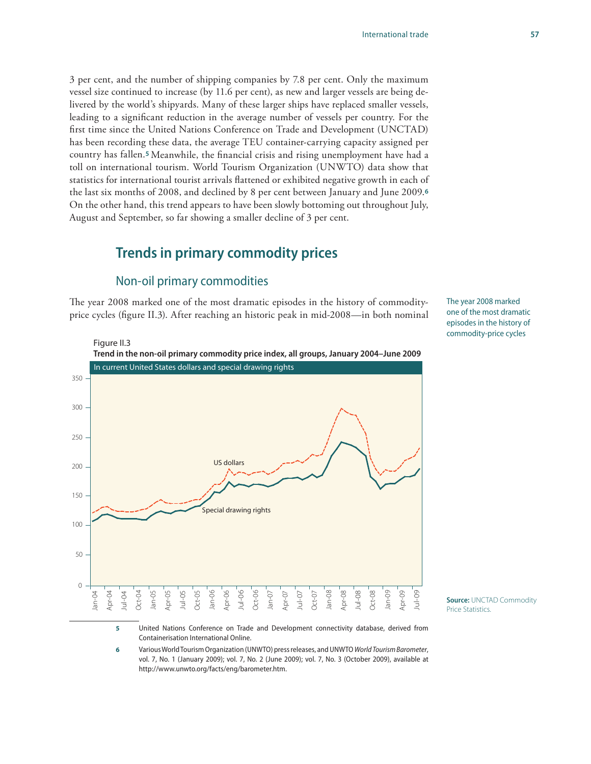3 per cent, and the number of shipping companies by 7.8 per cent. Only the maximum vessel size continued to increase (by 11.6 per cent), as new and larger vessels are being delivered by the world's shipyards. Many of these larger ships have replaced smaller vessels, leading to a significant reduction in the average number of vessels per country. For the first time since the United Nations Conference on Trade and Development (UNCTAD) has been recording these data, the average TEU container-carrying capacity assigned per country has fallen.[5] Meanwhile, the financial crisis and rising unemployment have had a toll on international tourism. World Tourism Organization (UNWTO) data show that statistics for international tourist arrivals flattened or exhibited negative growth in each of the last six months of 2008, and declined by 8 per cent between January and June 2009.[6] On the other hand, this trend appears to have been slowly bottoming out throughout July, August and September, so far showing a smaller decline of 3 per cent.

## Trends in primary commodity prices

### Non-oil primary commodities

The year 2008 marked one of the most dramatic episodes in the history of commodity-price cycles (figure II.3). After reaching an historic peak in mid-2008—in both nominal

The year 2008 marked one of the most dramatic episodes in the history of commodity-price cycles

Figure II.3
**Trend in the non-oil primary commodity price index, all groups, January 2004–June 2009**

In current United States dollars and special drawing rights

**Source:** UNCTAD Commodity Price Statistics.

5 United Nations Conference on Trade and Development connectivity database, derived from Containerisation International Online.

6 Various World Tourism Organization (UNWTO) press releases, and UNWTO *World Tourism Barometer*, vol. 7, No. 1 (January 2009); vol. 7, No. 2 (June 2009); vol. 7, No. 3 (October 2009), available at http://www.unwto.org/facts/eng/barometer.htm.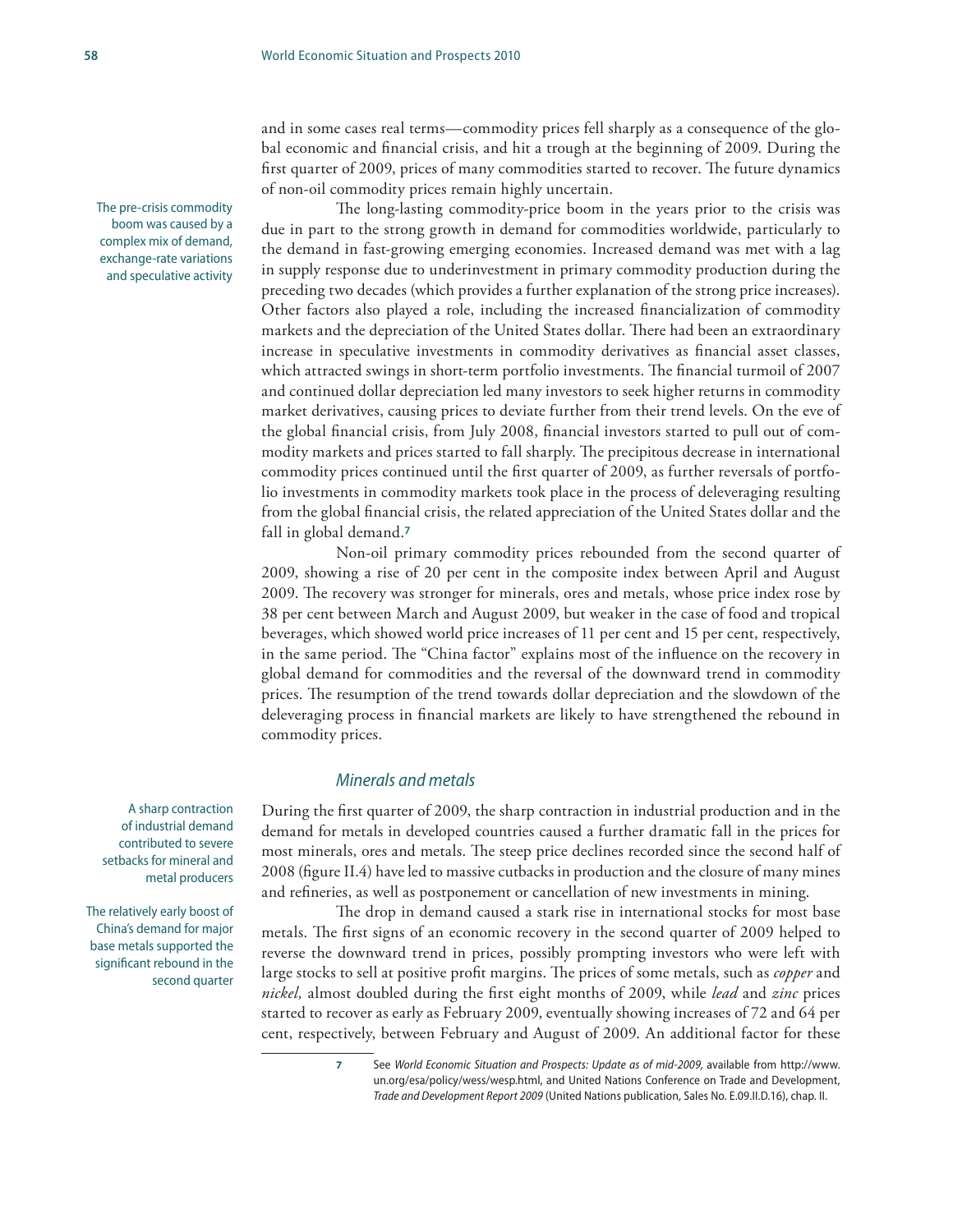and in some cases real terms—commodity prices fell sharply as a consequence of the global economic and financial crisis, and hit a trough at the beginning of 2009. During the first quarter of 2009, prices of many commodities started to recover. The future dynamics of non-oil commodity prices remain highly uncertain.

The pre-crisis commodity boom was caused by a complex mix of demand, exchange-rate variations and speculative activity

The long-lasting commodity-price boom in the years prior to the crisis was due in part to the strong growth in demand for commodities worldwide, particularly to the demand in fast-growing emerging economies. Increased demand was met with a lag in supply response due to underinvestment in primary commodity production during the preceding two decades (which provides a further explanation of the strong price increases). Other factors also played a role, including the increased financialization of commodity markets and the depreciation of the United States dollar. There had been an extraordinary increase in speculative investments in commodity derivatives as financial asset classes, which attracted swings in short-term portfolio investments. The financial turmoil of 2007 and continued dollar depreciation led many investors to seek higher returns in commodity market derivatives, causing prices to deviate further from their trend levels. On the eve of the global financial crisis, from July 2008, financial investors started to pull out of commodity markets and prices started to fall sharply. The precipitous decrease in international commodity prices continued until the first quarter of 2009, as further reversals of portfolio investments in commodity markets took place in the process of deleveraging resulting from the global financial crisis, the related appreciation of the United States dollar and the fall in global demand.[7]

Non-oil primary commodity prices rebounded from the second quarter of 2009, showing a rise of 20 per cent in the composite index between April and August 2009. The recovery was stronger for minerals, ores and metals, whose price index rose by 38 per cent between March and August 2009, but weaker in the case of food and tropical beverages, which showed world price increases of 11 per cent and 15 per cent, respectively, in the same period. The "China factor" explains most of the influence on the recovery in global demand for commodities and the reversal of the downward trend in commodity prices. The resumption of the trend towards dollar depreciation and the slowdown of the deleveraging process in financial markets are likely to have strengthened the rebound in commodity prices.

### *Minerals and metals*

A sharp contraction of industrial demand contributed to severe setbacks for mineral and metal producers

During the first quarter of 2009, the sharp contraction in industrial production and in the demand for metals in developed countries caused a further dramatic fall in the prices for most minerals, ores and metals. The steep price declines recorded since the second half of 2008 (figure II.4) have led to massive cutbacks in production and the closure of many mines and refineries, as well as postponement or cancellation of new investments in mining.

The relatively early boost of China's demand for major base metals supported the significant rebound in the second quarter

The drop in demand caused a stark rise in international stocks for most base metals. The first signs of an economic recovery in the second quarter of 2009 helped to reverse the downward trend in prices, possibly prompting investors who were left with large stocks to sell at positive profit margins. The prices of some metals, such as *copper* and *nickel,* almost doubled during the first eight months of 2009, while *lead* and *zinc* prices started to recover as early as February 2009, eventually showing increases of 72 and 64 per cent, respectively, between February and August of 2009. An additional factor for these

7 See *World Economic Situation and Prospects: Update as of mid-2009,* available from http://www.un.org/esa/policy/wess/wesp.html, and United Nations Conference on Trade and Development, *Trade and Development Report 2009* (United Nations publication, Sales No. E.09.II.D.16), chap. II.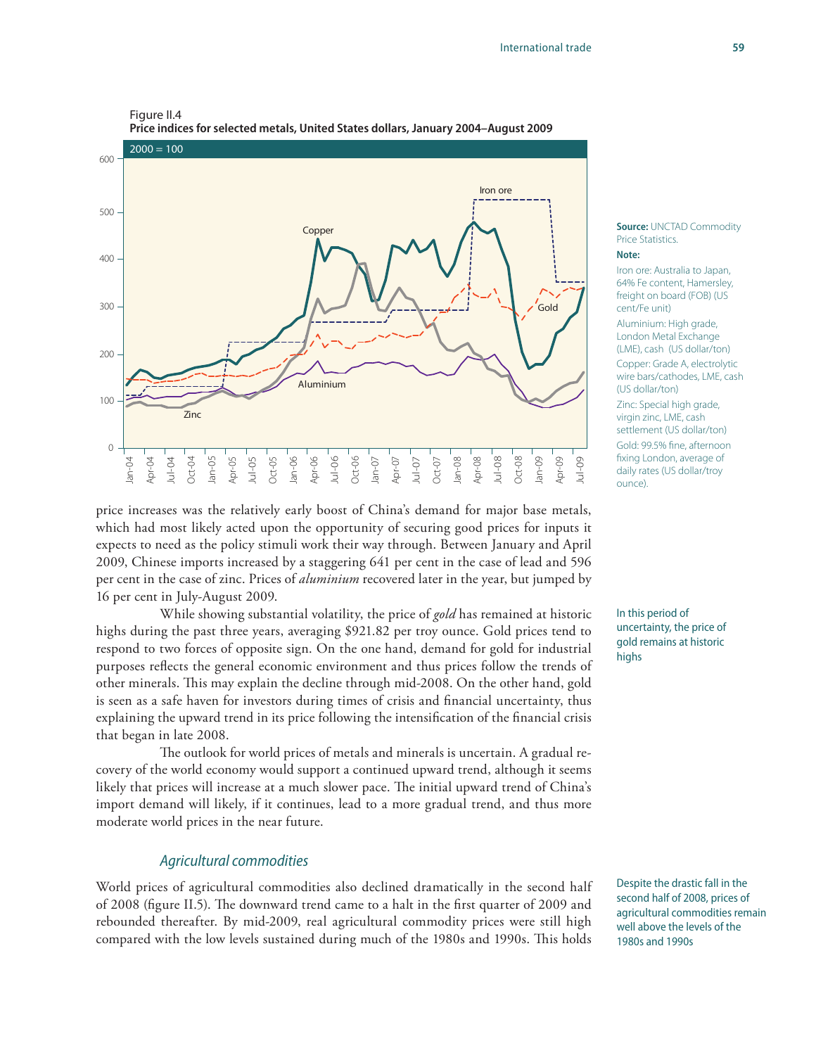Figure II.4
**Price indices for selected metals, United States dollars, January 2004–August 2009**

2000 = 100

**Source:** UNCTAD Commodity Price Statistics.

**Note:**

Iron ore: Australia to Japan, 64% Fe content, Hamersley, freight on board (FOB) (US cent/Fe unit)

Aluminium: High grade, London Metal Exchange (LME), cash (US dollar/ton)

Copper: Grade A, electrolytic wire bars/cathodes, LME, cash (US dollar/ton)

Zinc: Special high grade, virgin zinc, LME, cash settlement (US dollar/ton)

Gold: 99.5% fine, afternoon fixing London, average of daily rates (US dollar/troy ounce).

price increases was the relatively early boost of China's demand for major base metals, which had most likely acted upon the opportunity of securing good prices for inputs it expects to need as the policy stimuli work their way through. Between January and April 2009, Chinese imports increased by a staggering 641 per cent in the case of lead and 596 per cent in the case of zinc. Prices of *aluminium* recovered later in the year, but jumped by 16 per cent in July-August 2009.

In this period of uncertainty, the price of gold remains at historic highs

While showing substantial volatility, the price of *gold* has remained at historic highs during the past three years, averaging $921.82 per troy ounce. Gold prices tend to respond to two forces of opposite sign. On the one hand, demand for gold for industrial purposes reflects the general economic environment and thus prices follow the trends of other minerals. This may explain the decline through mid-2008. On the other hand, gold is seen as a safe haven for investors during times of crisis and financial uncertainty, thus explaining the upward trend in its price following the intensification of the financial crisis that began in late 2008.

The outlook for world prices of metals and minerals is uncertain. A gradual recovery of the world economy would support a continued upward trend, although it seems likely that prices will increase at a much slower pace. The initial upward trend of China's import demand will likely, if it continues, lead to a more gradual trend, and thus more moderate world prices in the near future.

### *Agricultural commodities*

Despite the drastic fall in the second half of 2008, prices of agricultural commodities remain well above the levels of the 1980s and 1990s

World prices of agricultural commodities also declined dramatically in the second half of 2008 (figure II.5). The downward trend came to a halt in the first quarter of 2009 and rebounded thereafter. By mid-2009, real agricultural commodity prices were still high compared with the low levels sustained during much of the 1980s and 1990s. This holds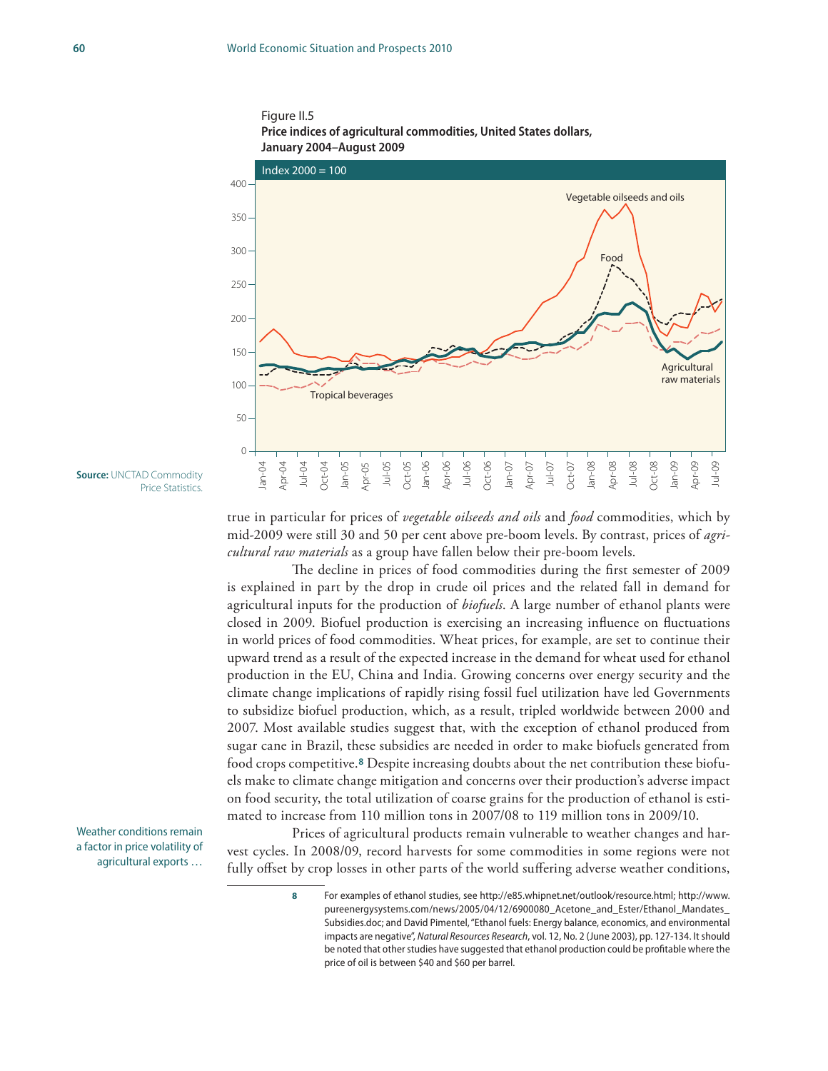Figure II.5
**Price indices of agricultural commodities, United States dollars, January 2004–August 2009**

**Source:** UNCTAD Commodity Price Statistics.

true in particular for prices of *vegetable oilseeds and oils* and *food* commodities, which by mid-2009 were still 30 and 50 per cent above pre-boom levels. By contrast, prices of *agricultural raw materials* as a group have fallen below their pre-boom levels.

The decline in prices of food commodities during the first semester of 2009 is explained in part by the drop in crude oil prices and the related fall in demand for agricultural inputs for the production of *biofuels*. A large number of ethanol plants were closed in 2009. Biofuel production is exercising an increasing influence on fluctuations in world prices of food commodities. Wheat prices, for example, are set to continue their upward trend as a result of the expected increase in the demand for wheat used for ethanol production in the EU, China and India. Growing concerns over energy security and the climate change implications of rapidly rising fossil fuel utilization have led Governments to subsidize biofuel production, which, as a result, tripled worldwide between 2000 and 2007. Most available studies suggest that, with the exception of ethanol produced from sugar cane in Brazil, these subsidies are needed in order to make biofuels generated from food crops competitive.[8] Despite increasing doubts about the net contribution these biofuels make to climate change mitigation and concerns over their production's adverse impact on food security, the total utilization of coarse grains for the production of ethanol is estimated to increase from 110 million tons in 2007/08 to 119 million tons in 2009/10.

Weather conditions remain a factor in price volatility of agricultural exports …

Prices of agricultural products remain vulnerable to weather changes and harvest cycles. In 2008/09, record harvests for some commodities in some regions were not fully offset by crop losses in other parts of the world suffering adverse weather conditions,

8 For examples of ethanol studies, see http://e85.whipnet.net/outlook/resource.html; http://www.pureenergysystems.com/news/2005/04/12/6900080_Acetone_and_Ester/Ethanol_Mandates_Subsidies.doc; and David Pimentel, "Ethanol fuels: Energy balance, economics, and environmental impacts are negative", *Natural Resources Research*, vol. 12, No. 2 (June 2003), pp. 127-134. It should be noted that other studies have suggested that ethanol production could be profitable where the price of oil is between $40 and $60 per barrel.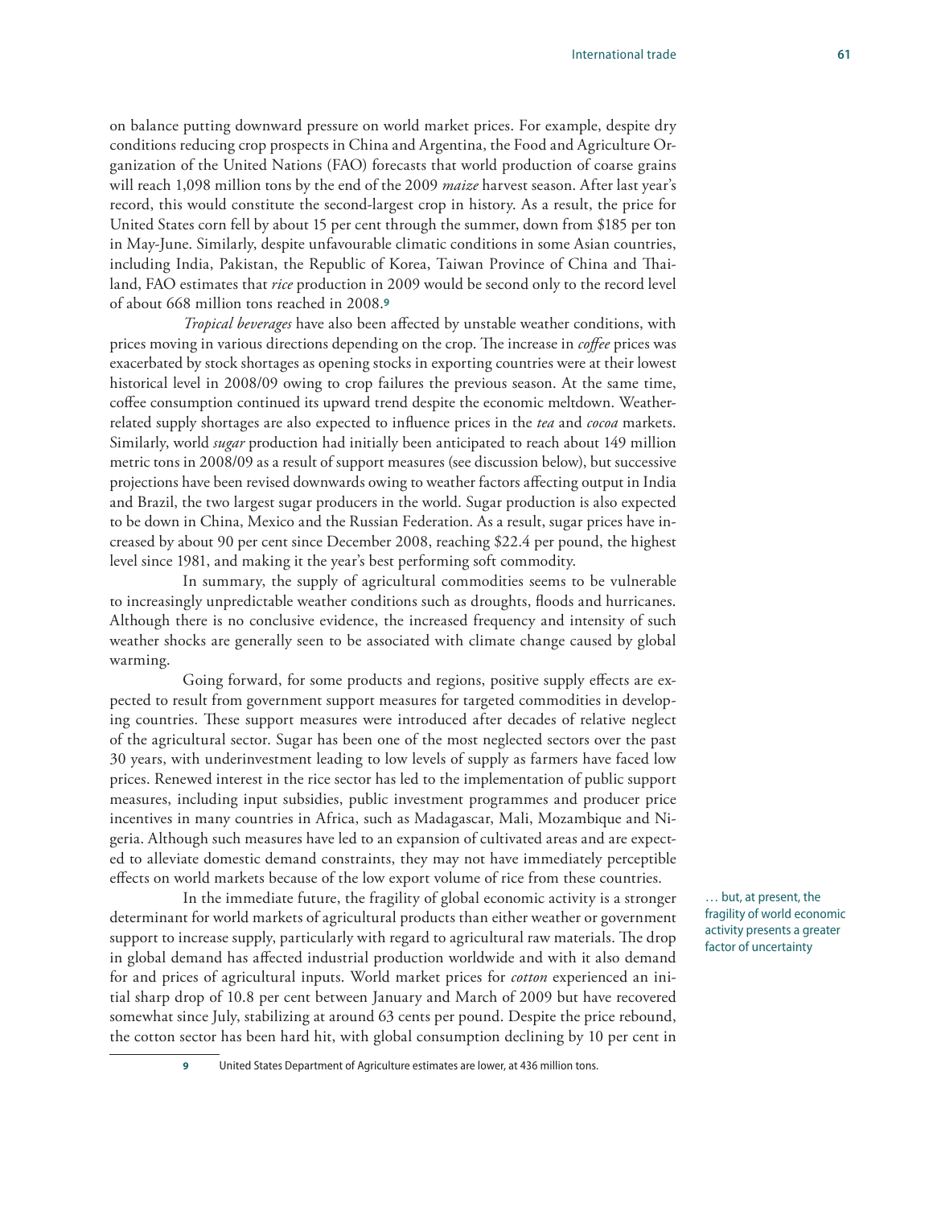on balance putting downward pressure on world market prices. For example, despite dry conditions reducing crop prospects in China and Argentina, the Food and Agriculture Organization of the United Nations (FAO) forecasts that world production of coarse grains will reach 1,098 million tons by the end of the 2009 *maize* harvest season. After last year's record, this would constitute the second-largest crop in history. As a result, the price for United States corn fell by about 15 per cent through the summer, down from $185 per ton in May-June. Similarly, despite unfavourable climatic conditions in some Asian countries, including India, Pakistan, the Republic of Korea, Taiwan Province of China and Thailand, FAO estimates that *rice* production in 2009 would be second only to the record level of about 668 million tons reached in 2008.[9]

*Tropical beverages* have also been affected by unstable weather conditions, with prices moving in various directions depending on the crop. The increase in *coffee* prices was exacerbated by stock shortages as opening stocks in exporting countries were at their lowest historical level in 2008/09 owing to crop failures the previous season. At the same time, coffee consumption continued its upward trend despite the economic meltdown. Weather-related supply shortages are also expected to influence prices in the *tea* and *cocoa* markets. Similarly, world *sugar* production had initially been anticipated to reach about 149 million metric tons in 2008/09 as a result of support measures (see discussion below), but successive projections have been revised downwards owing to weather factors affecting output in India and Brazil, the two largest sugar producers in the world. Sugar production is also expected to be down in China, Mexico and the Russian Federation. As a result, sugar prices have increased by about 90 per cent since December 2008, reaching $22.4 per pound, the highest level since 1981, and making it the year's best performing soft commodity.

In summary, the supply of agricultural commodities seems to be vulnerable to increasingly unpredictable weather conditions such as droughts, floods and hurricanes. Although there is no conclusive evidence, the increased frequency and intensity of such weather shocks are generally seen to be associated with climate change caused by global warming.

Going forward, for some products and regions, positive supply effects are expected to result from government support measures for targeted commodities in developing countries. These support measures were introduced after decades of relative neglect of the agricultural sector. Sugar has been one of the most neglected sectors over the past 30 years, with underinvestment leading to low levels of supply as farmers have faced low prices. Renewed interest in the rice sector has led to the implementation of public support measures, including input subsidies, public investment programmes and producer price incentives in many countries in Africa, such as Madagascar, Mali, Mozambique and Nigeria. Although such measures have led to an expansion of cultivated areas and are expected to alleviate domestic demand constraints, they may not have immediately perceptible effects on world markets because of the low export volume of rice from these countries.

… but, at present, the fragility of world economic activity presents a greater factor of uncertainty

In the immediate future, the fragility of global economic activity is a stronger determinant for world markets of agricultural products than either weather or government support to increase supply, particularly with regard to agricultural raw materials. The drop in global demand has affected industrial production worldwide and with it also demand for and prices of agricultural inputs. World market prices for *cotton* experienced an initial sharp drop of 10.8 per cent between January and March of 2009 but have recovered somewhat since July, stabilizing at around 63 cents per pound. Despite the price rebound, the cotton sector has been hard hit, with global consumption declining by 10 per cent in

[9] United States Department of Agriculture estimates are lower, at 436 million tons.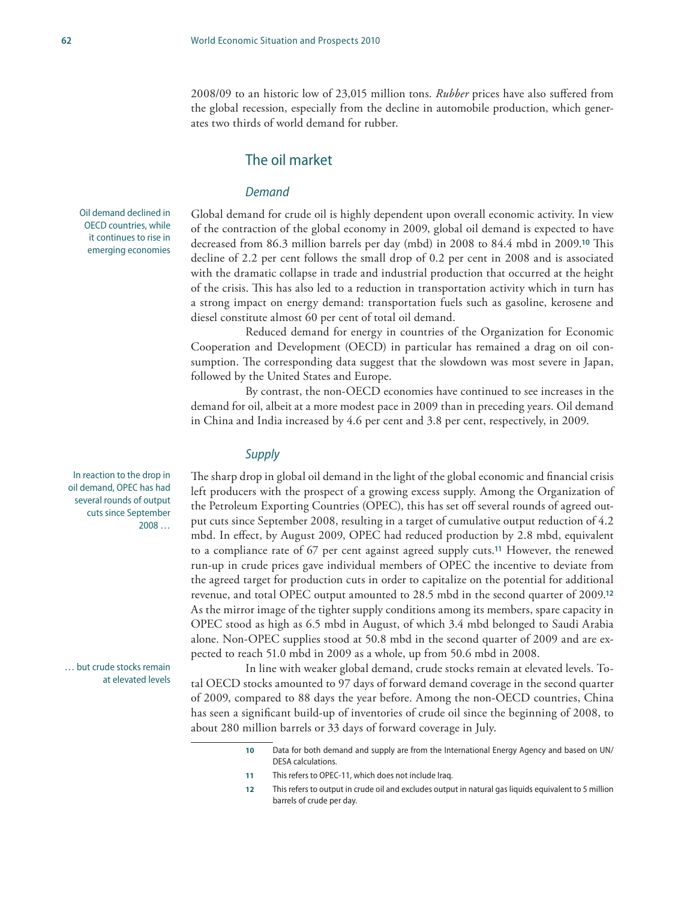2008/09 to an historic low of 23,015 million tons. *Rubber* prices have also suffered from the global recession, especially from the decline in automobile production, which generates two thirds of world demand for rubber.

## The oil market

### *Demand*

Oil demand declined in OECD countries, while it continues to rise in emerging economies

Global demand for crude oil is highly dependent upon overall economic activity. In view of the contraction of the global economy in 2009, global oil demand is expected to have decreased from 86.3 million barrels per day (mbd) in 2008 to 84.4 mbd in 2009.[10] This decline of 2.2 per cent follows the small drop of 0.2 per cent in 2008 and is associated with the dramatic collapse in trade and industrial production that occurred at the height of the crisis. This has also led to a reduction in transportation activity which in turn has a strong impact on energy demand: transportation fuels such as gasoline, kerosene and diesel constitute almost 60 per cent of total oil demand.

Reduced demand for energy in countries of the Organization for Economic Cooperation and Development (OECD) in particular has remained a drag on oil consumption. The corresponding data suggest that the slowdown was most severe in Japan, followed by the United States and Europe.

By contrast, the non-OECD economies have continued to see increases in the demand for oil, albeit at a more modest pace in 2009 than in preceding years. Oil demand in China and India increased by 4.6 per cent and 3.8 per cent, respectively, in 2009.

### *Supply*

In reaction to the drop in oil demand, OPEC has had several rounds of output cuts since September 2008 …

The sharp drop in global oil demand in the light of the global economic and financial crisis left producers with the prospect of a growing excess supply. Among the Organization of the Petroleum Exporting Countries (OPEC), this has set off several rounds of agreed output cuts since September 2008, resulting in a target of cumulative output reduction of 4.2 mbd. In effect, by August 2009, OPEC had reduced production by 2.8 mbd, equivalent to a compliance rate of 67 per cent against agreed supply cuts.[11] However, the renewed run-up in crude prices gave individual members of OPEC the incentive to deviate from the agreed target for production cuts in order to capitalize on the potential for additional revenue, and total OPEC output amounted to 28.5 mbd in the second quarter of 2009.[12] As the mirror image of the tighter supply conditions among its members, spare capacity in OPEC stood as high as 6.5 mbd in August, of which 3.4 mbd belonged to Saudi Arabia alone. Non-OPEC supplies stood at 50.8 mbd in the second quarter of 2009 and are expected to reach 51.0 mbd in 2009 as a whole, up from 50.6 mbd in 2008.

… but crude stocks remain at elevated levels

In line with weaker global demand, crude stocks remain at elevated levels. Total OECD stocks amounted to 97 days of forward demand coverage in the second quarter of 2009, compared to 88 days the year before. Among the non-OECD countries, China has seen a significant build-up of inventories of crude oil since the beginning of 2008, to about 280 million barrels or 33 days of forward coverage in July.

---

10 Data for both demand and supply are from the International Energy Agency and based on UN/DESA calculations.

11 This refers to OPEC-11, which does not include Iraq.

12 This refers to output in crude oil and excludes output in natural gas liquids equivalent to 5 million barrels of crude per day.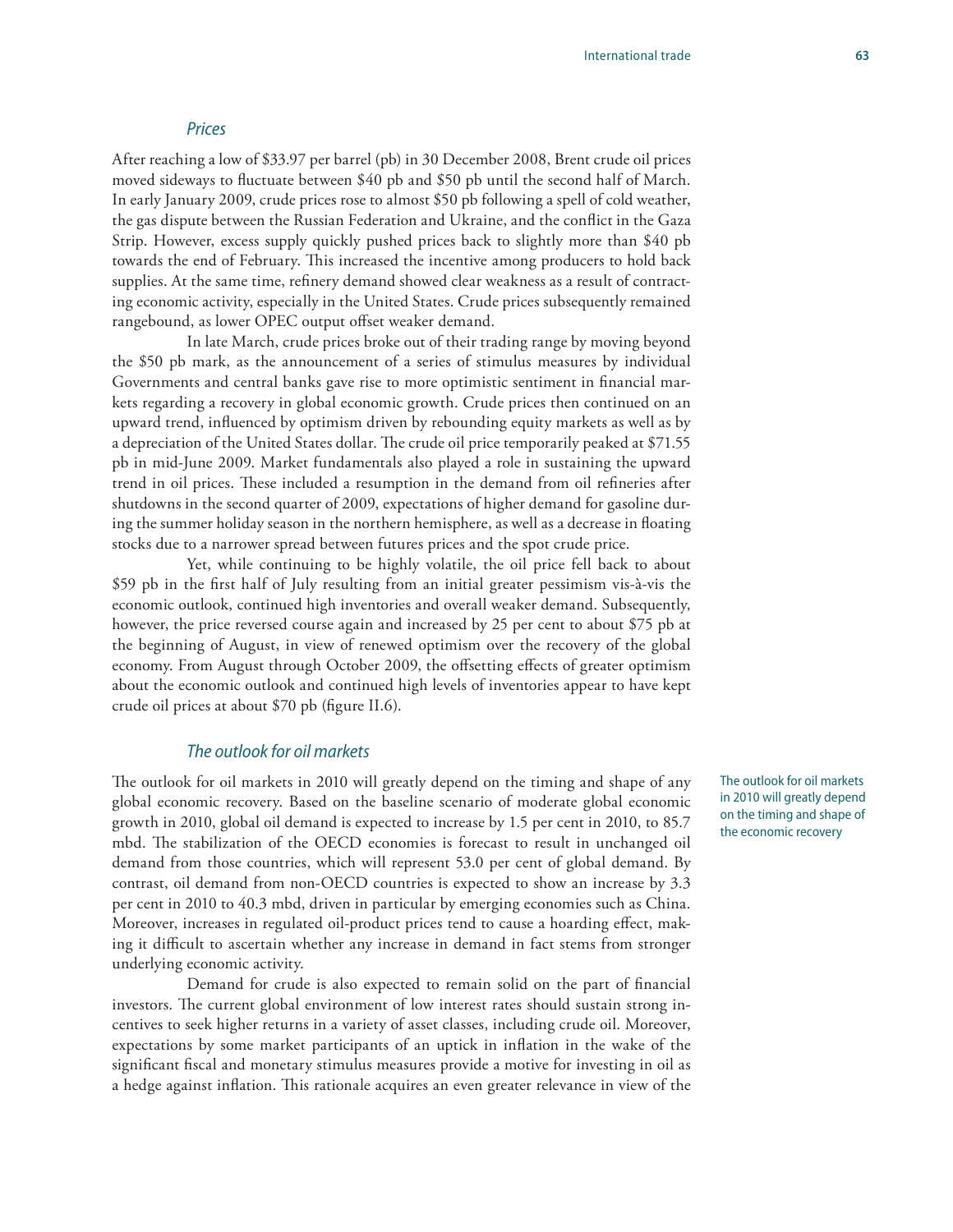### *Prices*

After reaching a low of $33.97 per barrel (pb) in 30 December 2008, Brent crude oil prices moved sideways to fluctuate between $40 pb and $50 pb until the second half of March. In early January 2009, crude prices rose to almost $50 pb following a spell of cold weather, the gas dispute between the Russian Federation and Ukraine, and the conflict in the Gaza Strip. However, excess supply quickly pushed prices back to slightly more than $40 pb towards the end of February. This increased the incentive among producers to hold back supplies. At the same time, refinery demand showed clear weakness as a result of contracting economic activity, especially in the United States. Crude prices subsequently remained rangebound, as lower OPEC output offset weaker demand.

In late March, crude prices broke out of their trading range by moving beyond the $50 pb mark, as the announcement of a series of stimulus measures by individual Governments and central banks gave rise to more optimistic sentiment in financial markets regarding a recovery in global economic growth. Crude prices then continued on an upward trend, influenced by optimism driven by rebounding equity markets as well as by a depreciation of the United States dollar. The crude oil price temporarily peaked at $71.55 pb in mid-June 2009. Market fundamentals also played a role in sustaining the upward trend in oil prices. These included a resumption in the demand from oil refineries after shutdowns in the second quarter of 2009, expectations of higher demand for gasoline during the summer holiday season in the northern hemisphere, as well as a decrease in floating stocks due to a narrower spread between futures prices and the spot crude price.

Yet, while continuing to be highly volatile, the oil price fell back to about $59 pb in the first half of July resulting from an initial greater pessimism vis-à-vis the economic outlook, continued high inventories and overall weaker demand. Subsequently, however, the price reversed course again and increased by 25 per cent to about $75 pb at the beginning of August, in view of renewed optimism over the recovery of the global economy. From August through October 2009, the offsetting effects of greater optimism about the economic outlook and continued high levels of inventories appear to have kept crude oil prices at about $70 pb (figure II.6).

### *The outlook for oil markets*

The outlook for oil markets in 2010 will greatly depend on the timing and shape of the economic recovery

The outlook for oil markets in 2010 will greatly depend on the timing and shape of any global economic recovery. Based on the baseline scenario of moderate global economic growth in 2010, global oil demand is expected to increase by 1.5 per cent in 2010, to 85.7 mbd. The stabilization of the OECD economies is forecast to result in unchanged oil demand from those countries, which will represent 53.0 per cent of global demand. By contrast, oil demand from non-OECD countries is expected to show an increase by 3.3 per cent in 2010 to 40.3 mbd, driven in particular by emerging economies such as China. Moreover, increases in regulated oil-product prices tend to cause a hoarding effect, making it difficult to ascertain whether any increase in demand in fact stems from stronger underlying economic activity.

Demand for crude is also expected to remain solid on the part of financial investors. The current global environment of low interest rates should sustain strong incentives to seek higher returns in a variety of asset classes, including crude oil. Moreover, expectations by some market participants of an uptick in inflation in the wake of the significant fiscal and monetary stimulus measures provide a motive for investing in oil as a hedge against inflation. This rationale acquires an even greater relevance in view of the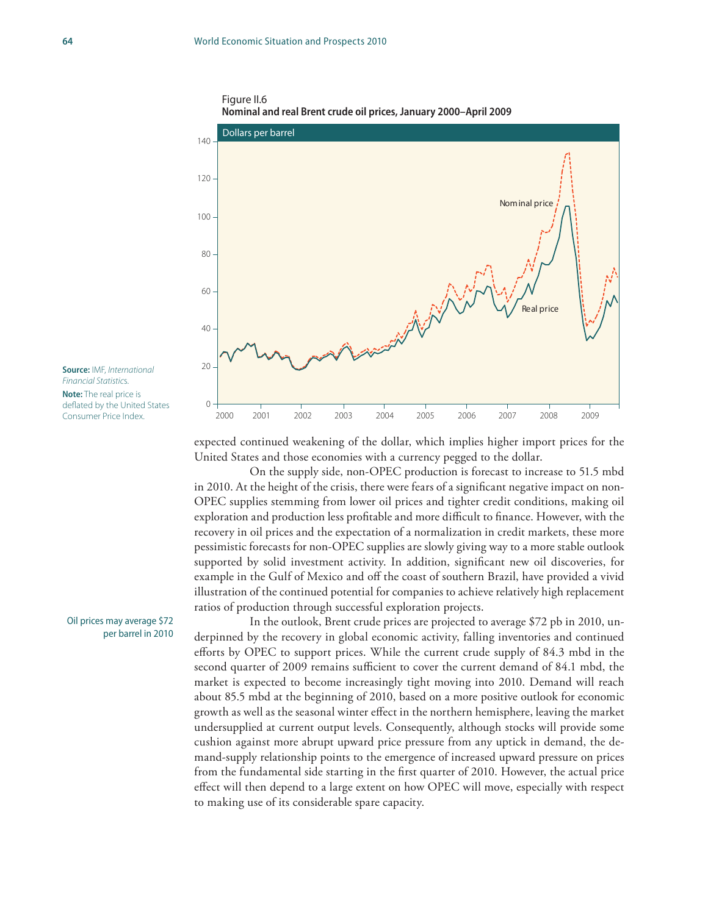Figure II.6
**Nominal and real Brent crude oil prices, January 2000–April 2009**

**Source:** IMF, *International Financial Statistics*.
**Note:** The real price is deflated by the United States Consumer Price Index.

expected continued weakening of the dollar, which implies higher import prices for the United States and those economies with a currency pegged to the dollar.

On the supply side, non-OPEC production is forecast to increase to 51.5 mbd in 2010. At the height of the crisis, there were fears of a significant negative impact on non-OPEC supplies stemming from lower oil prices and tighter credit conditions, making oil exploration and production less profitable and more difficult to finance. However, with the recovery in oil prices and the expectation of a normalization in credit markets, these more pessimistic forecasts for non-OPEC supplies are slowly giving way to a more stable outlook supported by solid investment activity. In addition, significant new oil discoveries, for example in the Gulf of Mexico and off the coast of southern Brazil, have provided a vivid illustration of the continued potential for companies to achieve relatively high replacement ratios of production through successful exploration projects.

Oil prices may average $72 per barrel in 2010

In the outlook, Brent crude prices are projected to average $72 pb in 2010, underpinned by the recovery in global economic activity, falling inventories and continued efforts by OPEC to support prices. While the current crude supply of 84.3 mbd in the second quarter of 2009 remains sufficient to cover the current demand of 84.1 mbd, the market is expected to become increasingly tight moving into 2010. Demand will reach about 85.5 mbd at the beginning of 2010, based on a more positive outlook for economic growth as well as the seasonal winter effect in the northern hemisphere, leaving the market undersupplied at current output levels. Consequently, although stocks will provide some cushion against more abrupt upward price pressure from any uptick in demand, the demand-supply relationship points to the emergence of increased upward pressure on prices from the fundamental side starting in the first quarter of 2010. However, the actual price effect will then depend to a large extent on how OPEC will move, especially with respect to making use of its considerable spare capacity.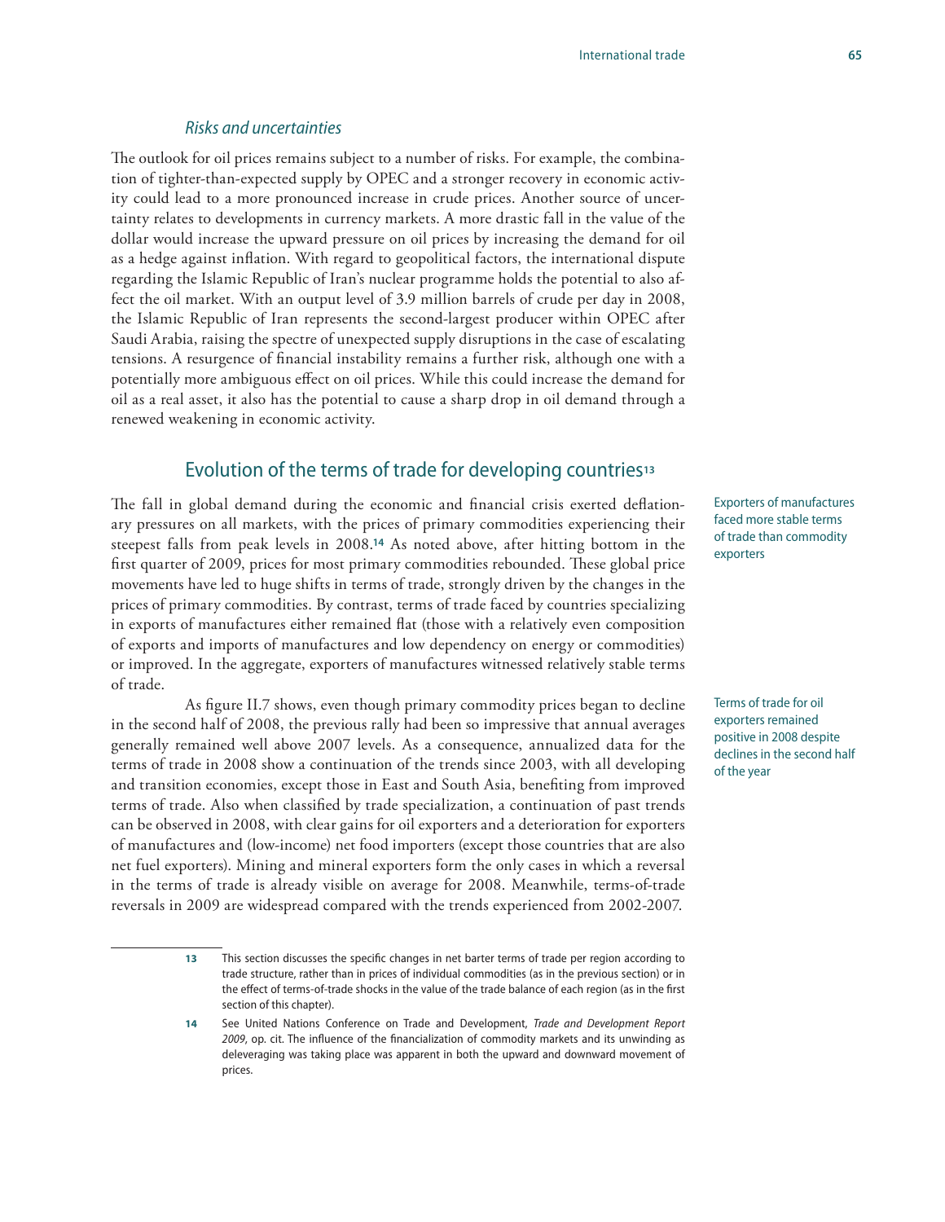### *Risks and uncertainties*

The outlook for oil prices remains subject to a number of risks. For example, the combination of tighter-than-expected supply by OPEC and a stronger recovery in economic activity could lead to a more pronounced increase in crude prices. Another source of uncertainty relates to developments in currency markets. A more drastic fall in the value of the dollar would increase the upward pressure on oil prices by increasing the demand for oil as a hedge against inflation. With regard to geopolitical factors, the international dispute regarding the Islamic Republic of Iran's nuclear programme holds the potential to also affect the oil market. With an output level of 3.9 million barrels of crude per day in 2008, the Islamic Republic of Iran represents the second-largest producer within OPEC after Saudi Arabia, raising the spectre of unexpected supply disruptions in the case of escalating tensions. A resurgence of financial instability remains a further risk, although one with a potentially more ambiguous effect on oil prices. While this could increase the demand for oil as a real asset, it also has the potential to cause a sharp drop in oil demand through a renewed weakening in economic activity.

## Evolution of the terms of trade for developing countries[13]

Exporters of manufactures faced more stable terms of trade than commodity exporters

The fall in global demand during the economic and financial crisis exerted deflationary pressures on all markets, with the prices of primary commodities experiencing their steepest falls from peak levels in 2008.[14] As noted above, after hitting bottom in the first quarter of 2009, prices for most primary commodities rebounded. These global price movements have led to huge shifts in terms of trade, strongly driven by the changes in the prices of primary commodities. By contrast, terms of trade faced by countries specializing in exports of manufactures either remained flat (those with a relatively even composition of exports and imports of manufactures and low dependency on energy or commodities) or improved. In the aggregate, exporters of manufactures witnessed relatively stable terms of trade.

Terms of trade for oil exporters remained positive in 2008 despite declines in the second half of the year

As figure II.7 shows, even though primary commodity prices began to decline in the second half of 2008, the previous rally had been so impressive that annual averages generally remained well above 2007 levels. As a consequence, annualized data for the terms of trade in 2008 show a continuation of the trends since 2003, with all developing and transition economies, except those in East and South Asia, benefiting from improved terms of trade. Also when classified by trade specialization, a continuation of past trends can be observed in 2008, with clear gains for oil exporters and a deterioration for exporters of manufactures and (low-income) net food importers (except those countries that are also net fuel exporters). Mining and mineral exporters form the only cases in which a reversal in the terms of trade is already visible on average for 2008. Meanwhile, terms-of-trade reversals in 2009 are widespread compared with the trends experienced from 2002-2007.

---

13 This section discusses the specific changes in net barter terms of trade per region according to trade structure, rather than in prices of individual commodities (as in the previous section) or in the effect of terms-of-trade shocks in the value of the trade balance of each region (as in the first section of this chapter).

14 See United Nations Conference on Trade and Development, *Trade and Development Report 2009*, op. cit. The influence of the financialization of commodity markets and its unwinding as deleveraging was taking place was apparent in both the upward and downward movement of prices.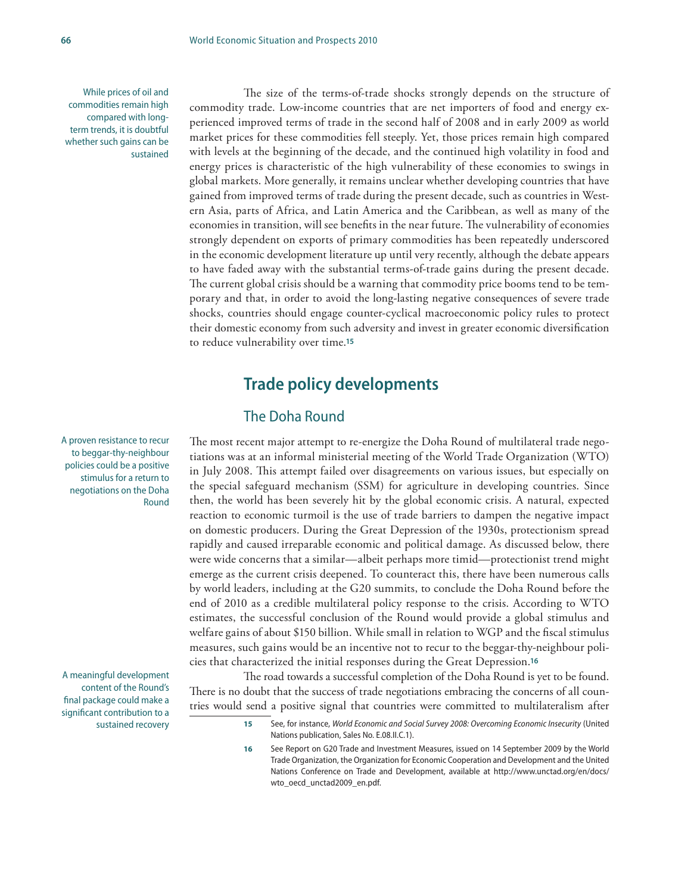While prices of oil and commodities remain high compared with long-term trends, it is doubtful whether such gains can be sustained

The size of the terms-of-trade shocks strongly depends on the structure of commodity trade. Low-income countries that are net importers of food and energy experienced improved terms of trade in the second half of 2008 and in early 2009 as world market prices for these commodities fell steeply. Yet, those prices remain high compared with levels at the beginning of the decade, and the continued high volatility in food and energy prices is characteristic of the high vulnerability of these economies to swings in global markets. More generally, it remains unclear whether developing countries that have gained from improved terms of trade during the present decade, such as countries in Western Asia, parts of Africa, and Latin America and the Caribbean, as well as many of the economies in transition, will see benefits in the near future. The vulnerability of economies strongly dependent on exports of primary commodities has been repeatedly underscored in the economic development literature up until very recently, although the debate appears to have faded away with the substantial terms-of-trade gains during the present decade. The current global crisis should be a warning that commodity price booms tend to be temporary and that, in order to avoid the long-lasting negative consequences of severe trade shocks, countries should engage counter-cyclical macroeconomic policy rules to protect their domestic economy from such adversity and invest in greater economic diversification to reduce vulnerability over time.[15]

## Trade policy developments

### The Doha Round

A proven resistance to recur to beggar-thy-neighbour policies could be a positive stimulus for a return to negotiations on the Doha Round

The most recent major attempt to re-energize the Doha Round of multilateral trade negotiations was at an informal ministerial meeting of the World Trade Organization (WTO) in July 2008. This attempt failed over disagreements on various issues, but especially on the special safeguard mechanism (SSM) for agriculture in developing countries. Since then, the world has been severely hit by the global economic crisis. A natural, expected reaction to economic turmoil is the use of trade barriers to dampen the negative impact on domestic producers. During the Great Depression of the 1930s, protectionism spread rapidly and caused irreparable economic and political damage. As discussed below, there were wide concerns that a similar—albeit perhaps more timid—protectionist trend might emerge as the current crisis deepened. To counteract this, there have been numerous calls by world leaders, including at the G20 summits, to conclude the Doha Round before the end of 2010 as a credible multilateral policy response to the crisis. According to WTO estimates, the successful conclusion of the Round would provide a global stimulus and welfare gains of about $150 billion. While small in relation to WGP and the fiscal stimulus measures, such gains would be an incentive not to recur to the beggar-thy-neighbour policies that characterized the initial responses during the Great Depression.[16]

A meaningful development content of the Round's final package could make a significant contribution to a sustained recovery

The road towards a successful completion of the Doha Round is yet to be found. There is no doubt that the success of trade negotiations embracing the concerns of all countries would send a positive signal that countries were committed to multilateralism after

15 See, for instance, *World Economic and Social Survey 2008: Overcoming Economic Insecurity* (United Nations publication, Sales No. E.08.II.C.1).

16 See Report on G20 Trade and Investment Measures, issued on 14 September 2009 by the World Trade Organization, the Organization for Economic Cooperation and Development and the United Nations Conference on Trade and Development, available at http://www.unctad.org/en/docs/wto_oecd_unctad2009_en.pdf.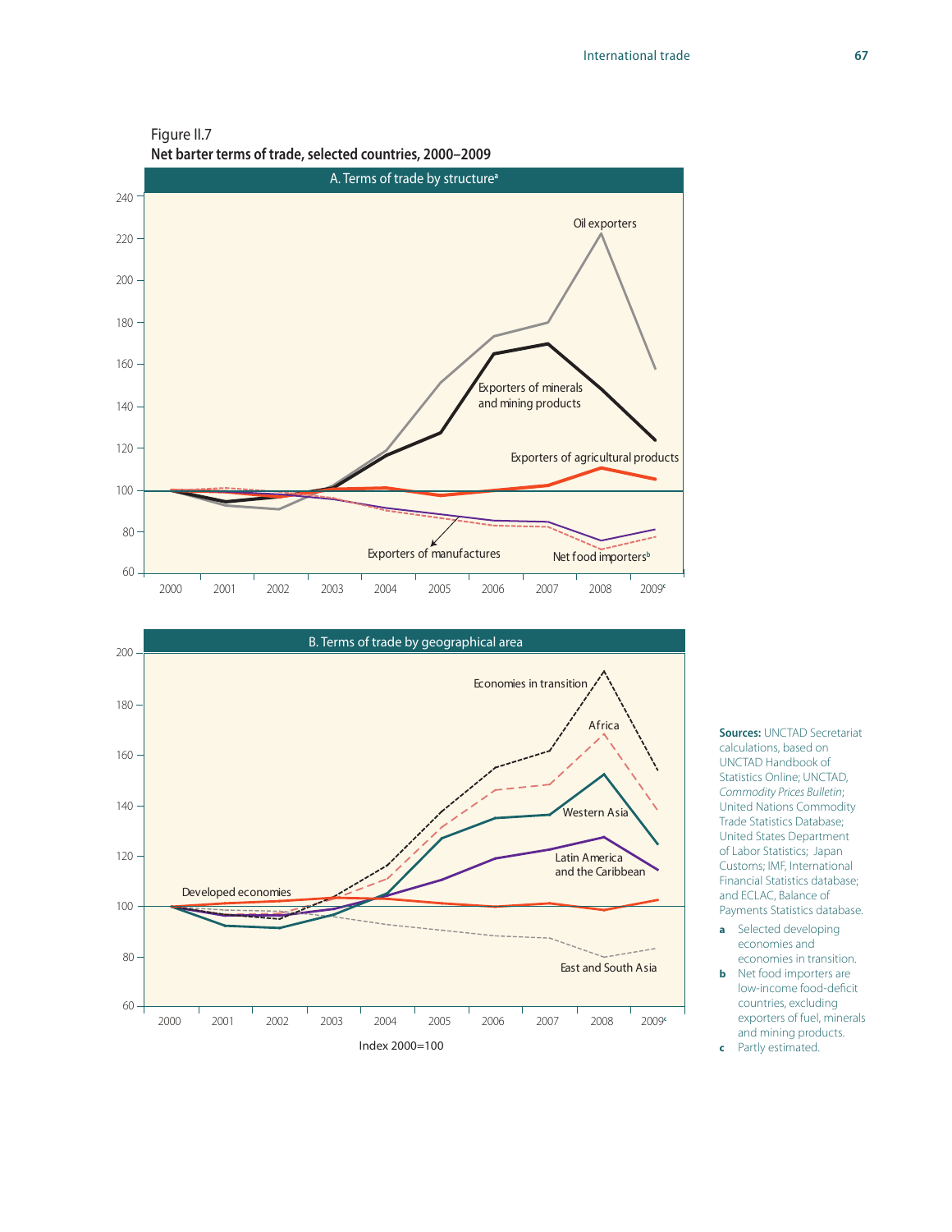Figure II.7

**Net barter terms of trade, selected countries, 2000–2009**

A. Terms of trade by structure[a]

Oil exporters

Exporters of minerals and mining products

Exporters of agricultural products

Exporters of manufactures

Net food importers[b]

B. Terms of trade by geographical area

Economies in transition

Africa

Western Asia

Latin America and the Caribbean

Developed economies

East and South Asia

Index 2000=100

**Sources:** UNCTAD Secretariat calculations, based on UNCTAD Handbook of Statistics Online; UNCTAD, *Commodity Prices Bulletin*; United Nations Commodity Trade Statistics Database; United States Department of Labor Statistics; Japan Customs; IMF, International Financial Statistics database; and ECLAC, Balance of Payments Statistics database.

a Selected developing economies and economies in transition.

b Net food importers are low-income food-deficit countries, excluding exporters of fuel, minerals and mining products.

c Partly estimated.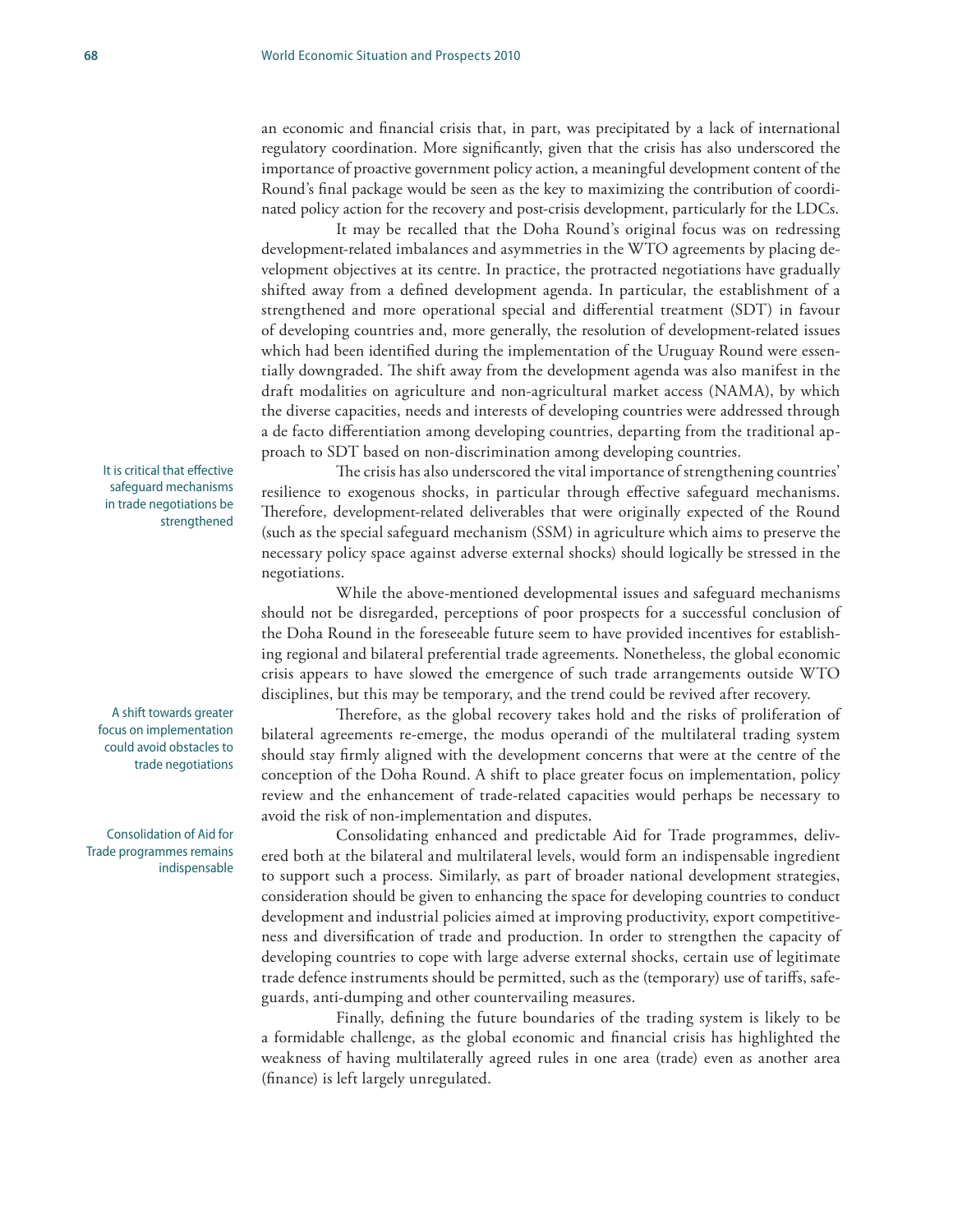an economic and financial crisis that, in part, was precipitated by a lack of international regulatory coordination. More significantly, given that the crisis has also underscored the importance of proactive government policy action, a meaningful development content of the Round's final package would be seen as the key to maximizing the contribution of coordinated policy action for the recovery and post-crisis development, particularly for the LDCs.

It may be recalled that the Doha Round's original focus was on redressing development-related imbalances and asymmetries in the WTO agreements by placing development objectives at its centre. In practice, the protracted negotiations have gradually shifted away from a defined development agenda. In particular, the establishment of a strengthened and more operational special and differential treatment (SDT) in favour of developing countries and, more generally, the resolution of development-related issues which had been identified during the implementation of the Uruguay Round were essentially downgraded. The shift away from the development agenda was also manifest in the draft modalities on agriculture and non-agricultural market access (NAMA), by which the diverse capacities, needs and interests of developing countries were addressed through a de facto differentiation among developing countries, departing from the traditional approach to SDT based on non-discrimination among developing countries.

*It is critical that effective safeguard mechanisms in trade negotiations be strengthened*

The crisis has also underscored the vital importance of strengthening countries' resilience to exogenous shocks, in particular through effective safeguard mechanisms. Therefore, development-related deliverables that were originally expected of the Round (such as the special safeguard mechanism (SSM) in agriculture which aims to preserve the necessary policy space against adverse external shocks) should logically be stressed in the negotiations.

While the above-mentioned developmental issues and safeguard mechanisms should not be disregarded, perceptions of poor prospects for a successful conclusion of the Doha Round in the foreseeable future seem to have provided incentives for establishing regional and bilateral preferential trade agreements. Nonetheless, the global economic crisis appears to have slowed the emergence of such trade arrangements outside WTO disciplines, but this may be temporary, and the trend could be revived after recovery.

*A shift towards greater focus on implementation could avoid obstacles to trade negotiations*

Therefore, as the global recovery takes hold and the risks of proliferation of bilateral agreements re-emerge, the modus operandi of the multilateral trading system should stay firmly aligned with the development concerns that were at the centre of the conception of the Doha Round. A shift to place greater focus on implementation, policy review and the enhancement of trade-related capacities would perhaps be necessary to avoid the risk of non-implementation and disputes.

*Consolidation of Aid for Trade programmes remains indispensable*

Consolidating enhanced and predictable Aid for Trade programmes, delivered both at the bilateral and multilateral levels, would form an indispensable ingredient to support such a process. Similarly, as part of broader national development strategies, consideration should be given to enhancing the space for developing countries to conduct development and industrial policies aimed at improving productivity, export competitiveness and diversification of trade and production. In order to strengthen the capacity of developing countries to cope with large adverse external shocks, certain use of legitimate trade defence instruments should be permitted, such as the (temporary) use of tariffs, safeguards, anti-dumping and other countervailing measures.

Finally, defining the future boundaries of the trading system is likely to be a formidable challenge, as the global economic and financial crisis has highlighted the weakness of having multilaterally agreed rules in one area (trade) even as another area (finance) is left largely unregulated.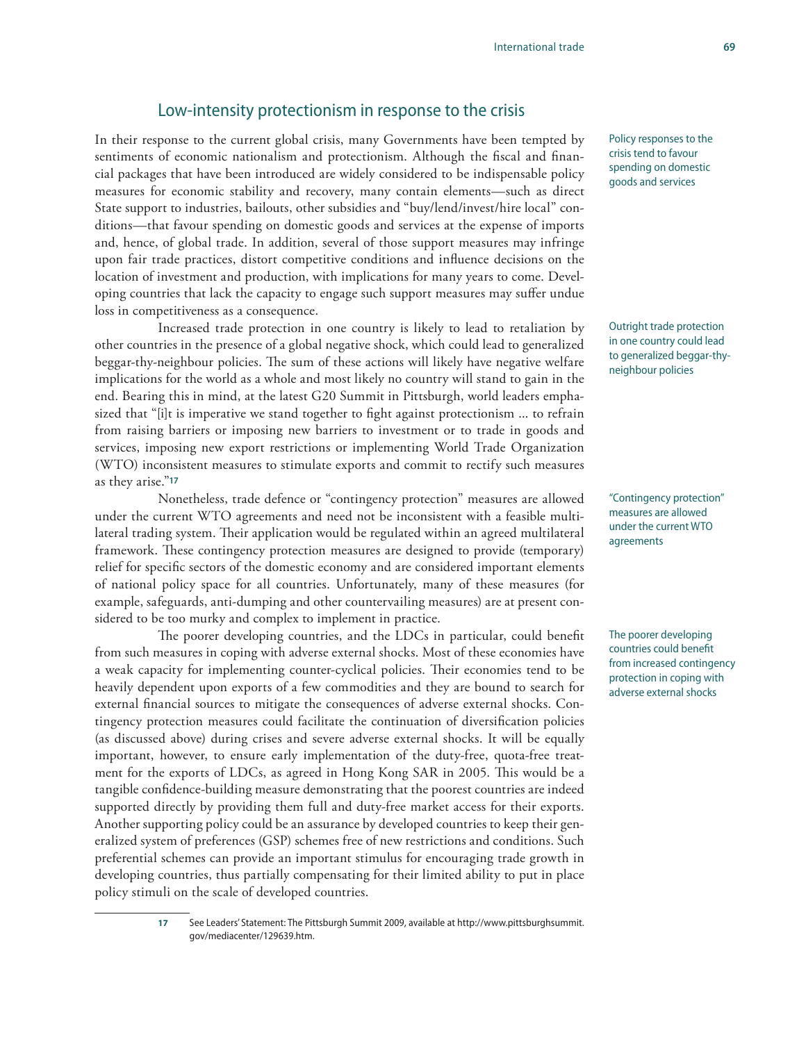## Low-intensity protectionism in response to the crisis

In their response to the current global crisis, many Governments have been tempted by sentiments of economic nationalism and protectionism. Although the fiscal and financial packages that have been introduced are widely considered to be indispensable policy measures for economic stability and recovery, many contain elements—such as direct State support to industries, bailouts, other subsidies and "buy/lend/invest/hire local" conditions—that favour spending on domestic goods and services at the expense of imports and, hence, of global trade. In addition, several of those support measures may infringe upon fair trade practices, distort competitive conditions and influence decisions on the location of investment and production, with implications for many years to come. Developing countries that lack the capacity to engage such support measures may suffer undue loss in competitiveness as a consequence.

Policy responses to the crisis tend to favour spending on domestic goods and services

Increased trade protection in one country is likely to lead to retaliation by other countries in the presence of a global negative shock, which could lead to generalized beggar-thy-neighbour policies. The sum of these actions will likely have negative welfare implications for the world as a whole and most likely no country will stand to gain in the end. Bearing this in mind, at the latest G20 Summit in Pittsburgh, world leaders emphasized that "[i]t is imperative we stand together to fight against protectionism ... to refrain from raising barriers or imposing new barriers to investment or to trade in goods and services, imposing new export restrictions or implementing World Trade Organization (WTO) inconsistent measures to stimulate exports and commit to rectify such measures as they arise."[17]

Outright trade protection in one country could lead to generalized beggar-thy-neighbour policies

Nonetheless, trade defence or "contingency protection" measures are allowed under the current WTO agreements and need not be inconsistent with a feasible multilateral trading system. Their application would be regulated within an agreed multilateral framework. These contingency protection measures are designed to provide (temporary) relief for specific sectors of the domestic economy and are considered important elements of national policy space for all countries. Unfortunately, many of these measures (for example, safeguards, anti-dumping and other countervailing measures) are at present considered to be too murky and complex to implement in practice.

"Contingency protection" measures are allowed under the current WTO agreements

The poorer developing countries, and the LDCs in particular, could benefit from such measures in coping with adverse external shocks. Most of these economies have a weak capacity for implementing counter-cyclical policies. Their economies tend to be heavily dependent upon exports of a few commodities and they are bound to search for external financial sources to mitigate the consequences of adverse external shocks. Contingency protection measures could facilitate the continuation of diversification policies (as discussed above) during crises and severe adverse external shocks. It will be equally important, however, to ensure early implementation of the duty-free, quota-free treatment for the exports of LDCs, as agreed in Hong Kong SAR in 2005. This would be a tangible confidence-building measure demonstrating that the poorest countries are indeed supported directly by providing them full and duty-free market access for their exports. Another supporting policy could be an assurance by developed countries to keep their generalized system of preferences (GSP) schemes free of new restrictions and conditions. Such preferential schemes can provide an important stimulus for encouraging trade growth in developing countries, thus partially compensating for their limited ability to put in place policy stimuli on the scale of developed countries.

The poorer developing countries could benefit from increased contingency protection in coping with adverse external shocks

---

17 See Leaders' Statement: The Pittsburgh Summit 2009, available at http://www.pittsburghsummit.gov/mediacenter/129639.htm.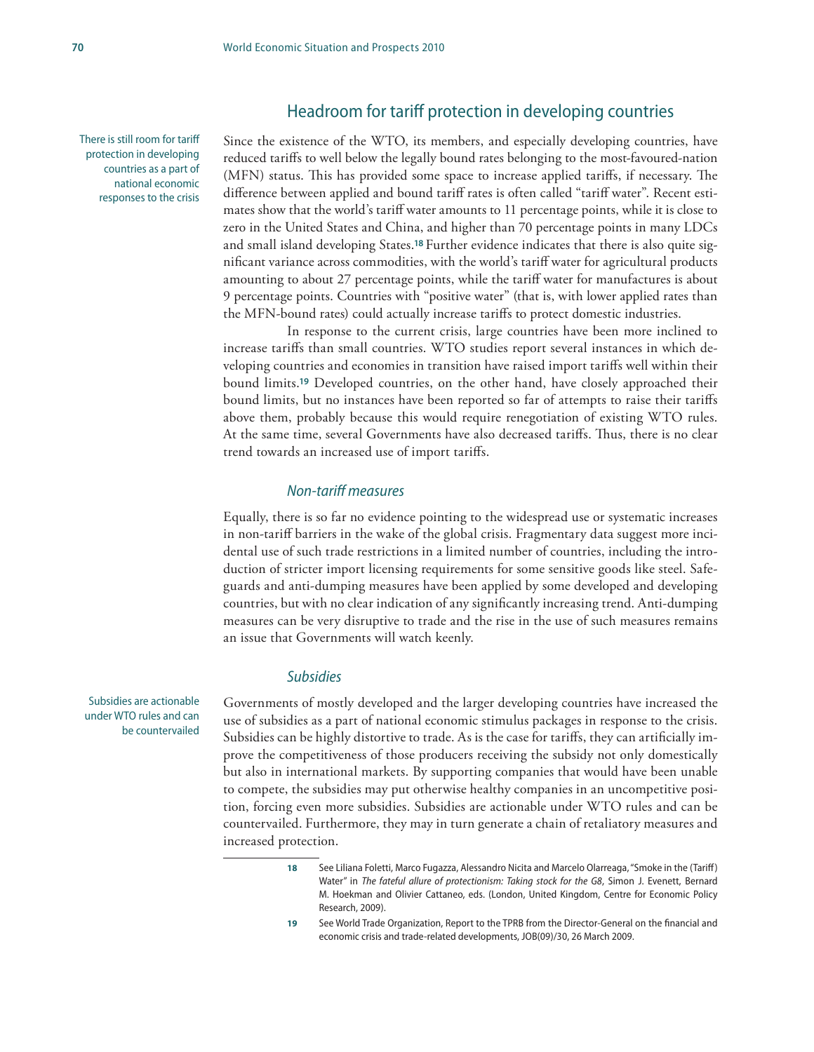## Headroom for tariff protection in developing countries

There is still room for tariff protection in developing countries as a part of national economic responses to the crisis

Since the existence of the WTO, its members, and especially developing countries, have reduced tariffs to well below the legally bound rates belonging to the most-favoured-nation (MFN) status. This has provided some space to increase applied tariffs, if necessary. The difference between applied and bound tariff rates is often called "tariff water". Recent estimates show that the world's tariff water amounts to 11 percentage points, while it is close to zero in the United States and China, and higher than 70 percentage points in many LDCs and small island developing States.[18] Further evidence indicates that there is also quite significant variance across commodities, with the world's tariff water for agricultural products amounting to about 27 percentage points, while the tariff water for manufactures is about 9 percentage points. Countries with "positive water" (that is, with lower applied rates than the MFN-bound rates) could actually increase tariffs to protect domestic industries.

In response to the current crisis, large countries have been more inclined to increase tariffs than small countries. WTO studies report several instances in which developing countries and economies in transition have raised import tariffs well within their bound limits.[19] Developed countries, on the other hand, have closely approached their bound limits, but no instances have been reported so far of attempts to raise their tariffs above them, probably because this would require renegotiation of existing WTO rules. At the same time, several Governments have also decreased tariffs. Thus, there is no clear trend towards an increased use of import tariffs.

### *Non-tariff measures*

Equally, there is so far no evidence pointing to the widespread use or systematic increases in non-tariff barriers in the wake of the global crisis. Fragmentary data suggest more incidental use of such trade restrictions in a limited number of countries, including the introduction of stricter import licensing requirements for some sensitive goods like steel. Safeguards and anti-dumping measures have been applied by some developed and developing countries, but with no clear indication of any significantly increasing trend. Anti-dumping measures can be very disruptive to trade and the rise in the use of such measures remains an issue that Governments will watch keenly.

### *Subsidies*

Subsidies are actionable under WTO rules and can be countervailed

Governments of mostly developed and the larger developing countries have increased the use of subsidies as a part of national economic stimulus packages in response to the crisis. Subsidies can be highly distortive to trade. As is the case for tariffs, they can artificially improve the competitiveness of those producers receiving the subsidy not only domestically but also in international markets. By supporting companies that would have been unable to compete, the subsidies may put otherwise healthy companies in an uncompetitive position, forcing even more subsidies. Subsidies are actionable under WTO rules and can be countervailed. Furthermore, they may in turn generate a chain of retaliatory measures and increased protection.

---

18 See Liliana Foletti, Marco Fugazza, Alessandro Nicita and Marcelo Olarreaga, "Smoke in the (Tariff) Water" in *The fateful allure of protectionism: Taking stock for the G8*, Simon J. Evenett, Bernard M. Hoekman and Olivier Cattaneo, eds. (London, United Kingdom, Centre for Economic Policy Research, 2009).

19 See World Trade Organization, Report to the TPRB from the Director-General on the financial and economic crisis and trade-related developments, JOB(09)/30, 26 March 2009.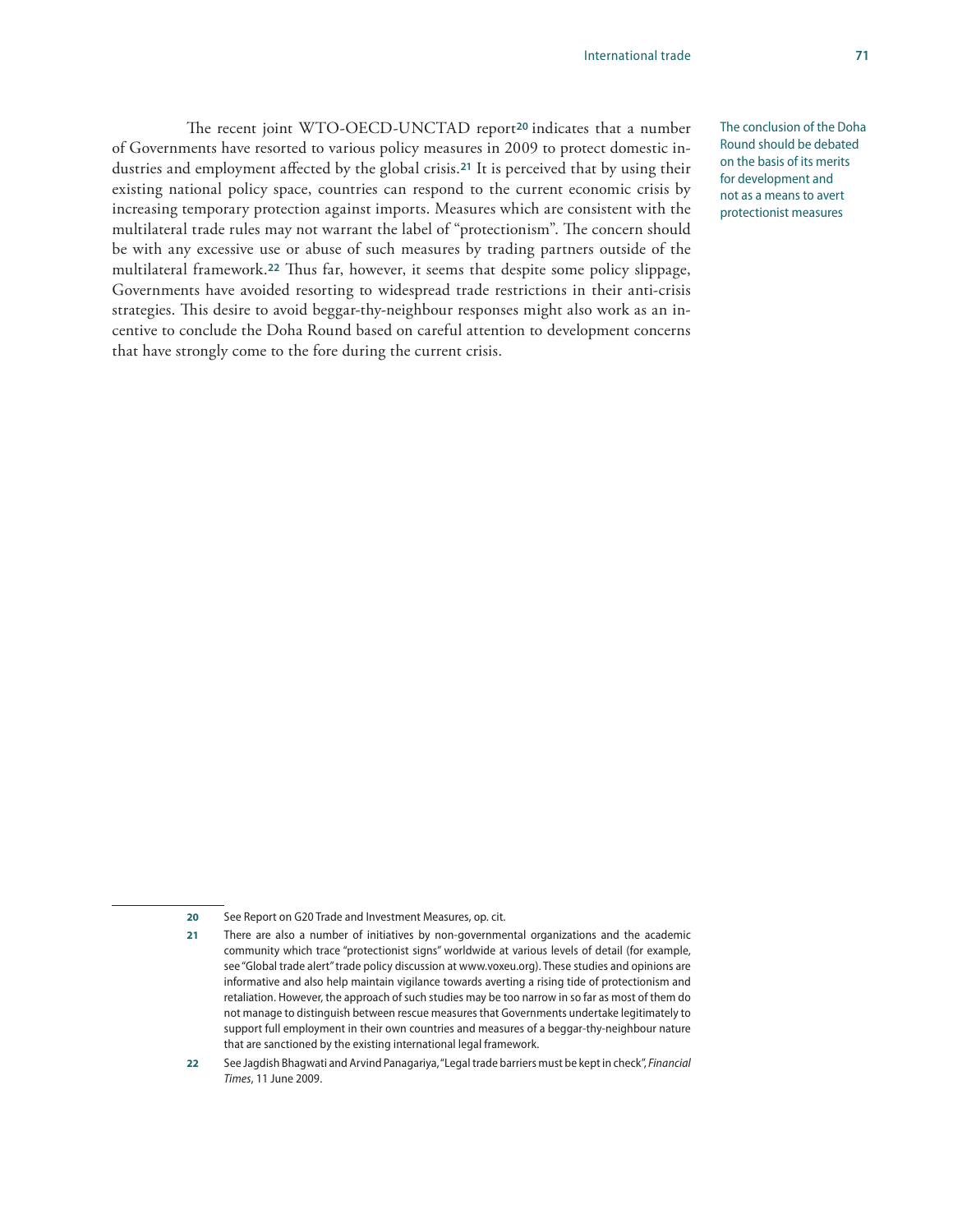The recent joint WTO-OECD-UNCTAD report[20] indicates that a number of Governments have resorted to various policy measures in 2009 to protect domestic industries and employment affected by the global crisis.[21] It is perceived that by using their existing national policy space, countries can respond to the current economic crisis by increasing temporary protection against imports. Measures which are consistent with the multilateral trade rules may not warrant the label of "protectionism". The concern should be with any excessive use or abuse of such measures by trading partners outside of the multilateral framework.[22] Thus far, however, it seems that despite some policy slippage, Governments have avoided resorting to widespread trade restrictions in their anti-crisis strategies. This desire to avoid beggar-thy-neighbour responses might also work as an incentive to conclude the Doha Round based on careful attention to development concerns that have strongly come to the fore during the current crisis.

The conclusion of the Doha Round should be debated on the basis of its merits for development and not as a means to avert protectionist measures

---

20 See Report on G20 Trade and Investment Measures, op. cit.

21 There are also a number of initiatives by non-governmental organizations and the academic community which trace "protectionist signs" worldwide at various levels of detail (for example, see "Global trade alert" trade policy discussion at www.voxeu.org). These studies and opinions are informative and also help maintain vigilance towards averting a rising tide of protectionism and retaliation. However, the approach of such studies may be too narrow in so far as most of them do not manage to distinguish between rescue measures that Governments undertake legitimately to support full employment in their own countries and measures of a beggar-thy-neighbour nature that are sanctioned by the existing international legal framework.

22 See Jagdish Bhagwati and Arvind Panagariya, "Legal trade barriers must be kept in check", *Financial Times*, 11 June 2009.